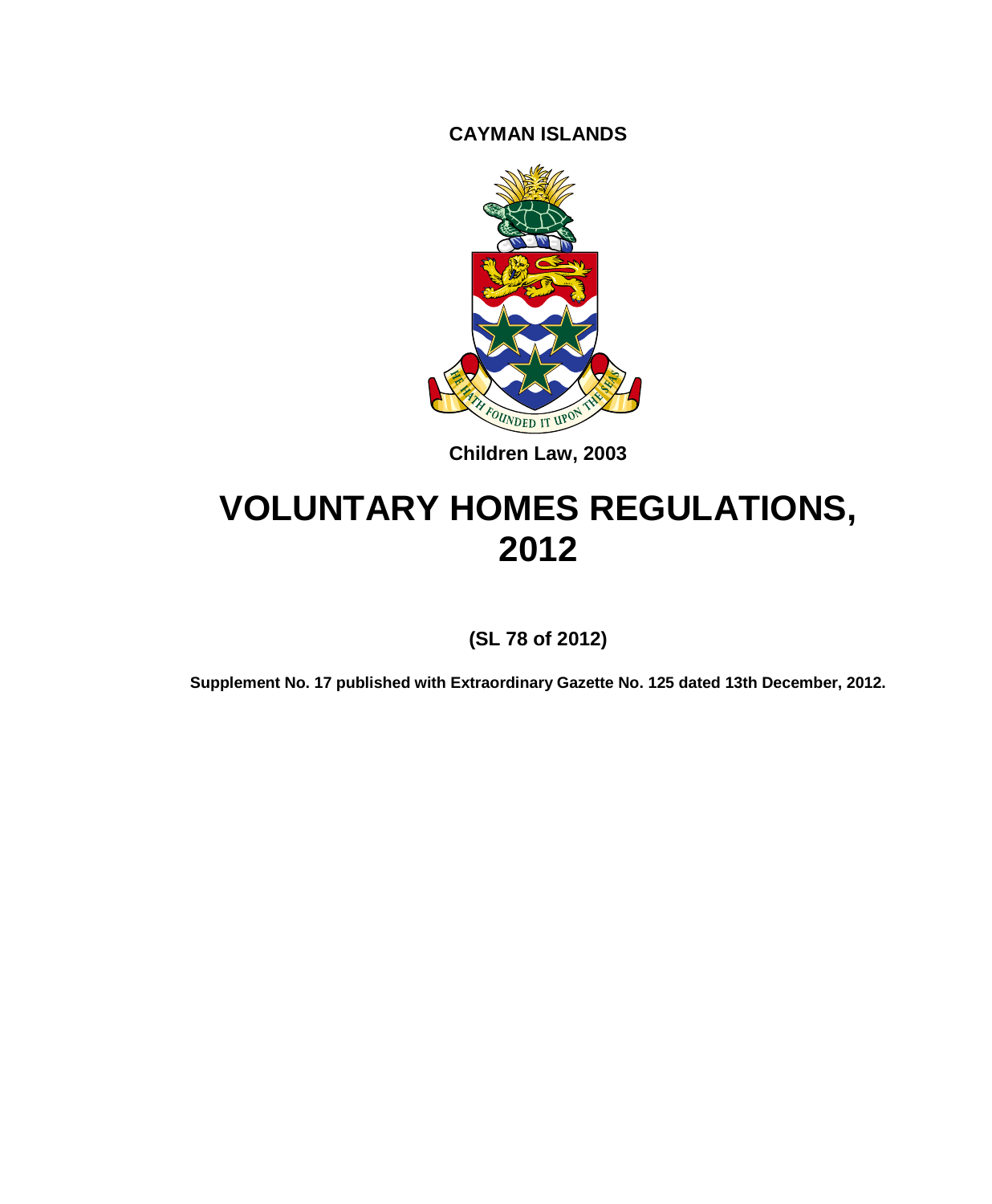**CAYMAN ISLANDS**

**Children Law, 2003**

# VOLUNTARY HOMES REGULATIONS, 2012

**(SL 78 of 2012)**

**Supplement No. 17 published with Extraordinary Gazette No. 125 dated 13th December, 2012.**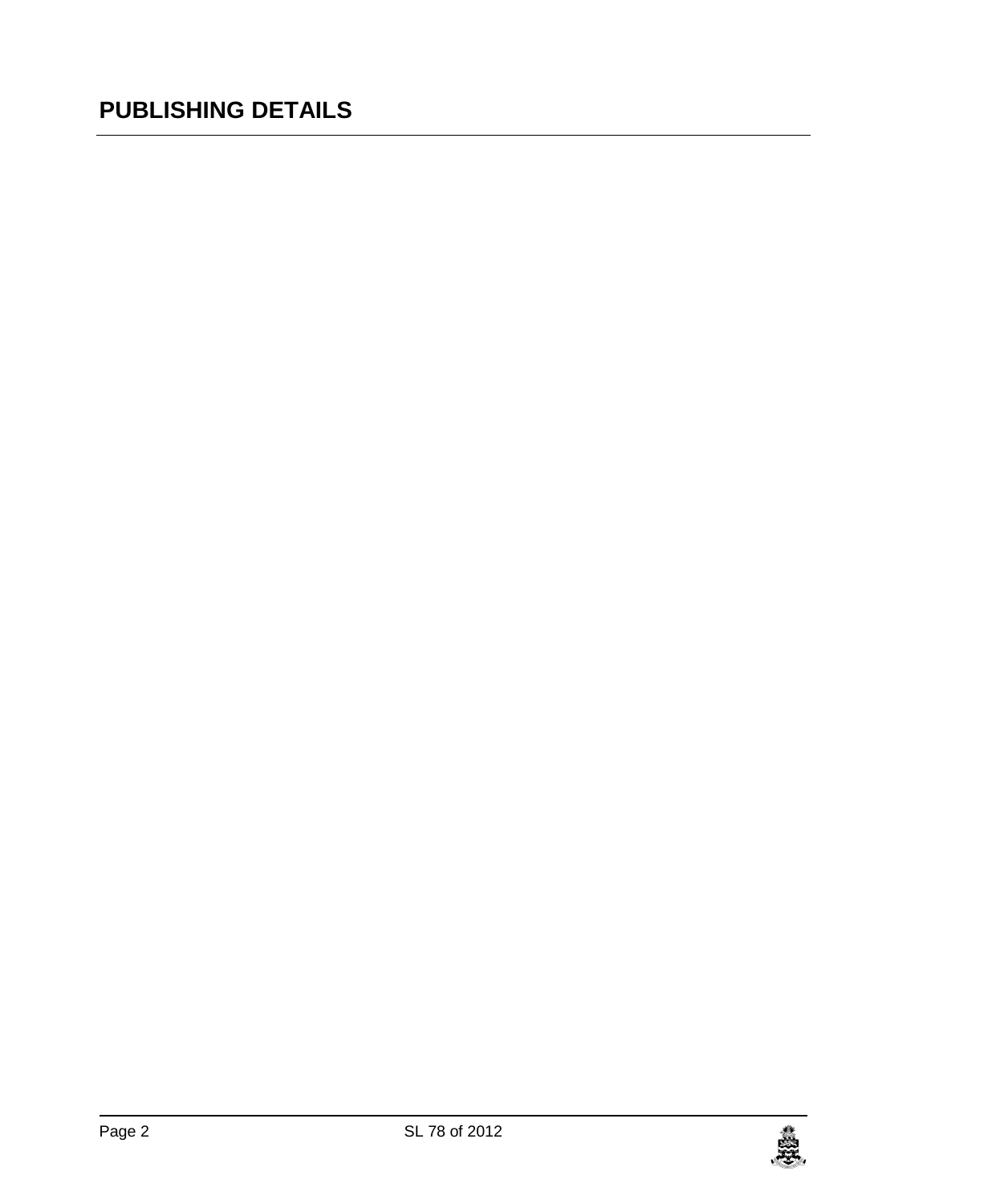# PUBLISHING DETAILS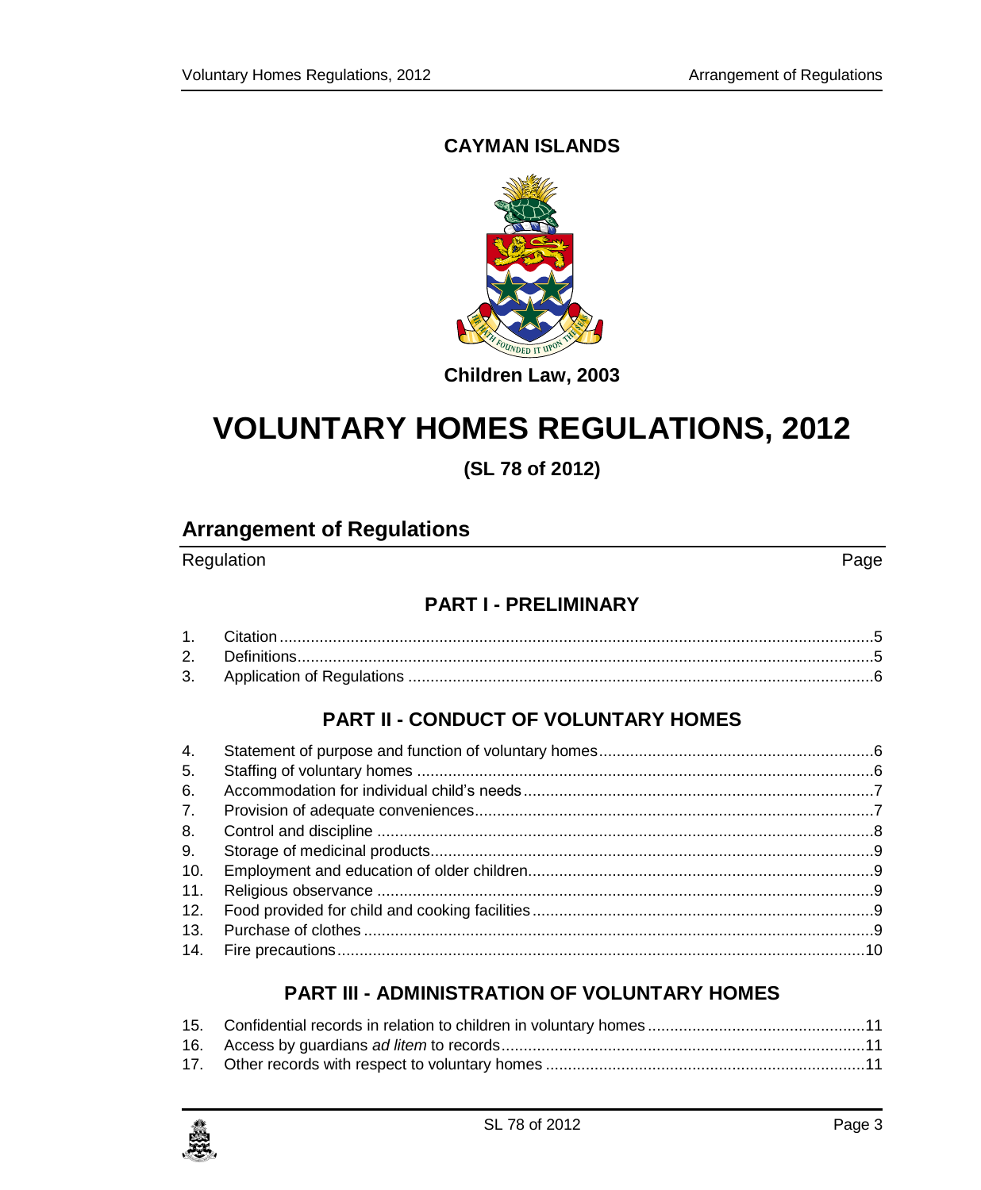**CAYMAN ISLANDS**

**Children Law, 2003**

# VOLUNTARY HOMES REGULATIONS, 2012

**(SL 78 of 2012)**

## Arrangement of Regulations

| Regulation | | Page |
|---|---|---|
| | **PART I - PRELIMINARY** | |
| 1. | Citation | 5 |
| 2. | Definitions | 5 |
| 3. | Application of Regulations | 6 |
| | **PART II - CONDUCT OF VOLUNTARY HOMES** | |
| 4. | Statement of purpose and function of voluntary homes | 6 |
| 5. | Staffing of voluntary homes | 6 |
| 6. | Accommodation for individual child's needs | 7 |
| 7. | Provision of adequate conveniences | 7 |
| 8. | Control and discipline | 8 |
| 9. | Storage of medicinal products | 9 |
| 10. | Employment and education of older children | 9 |
| 11. | Religious observance | 9 |
| 12. | Food provided for child and cooking facilities | 9 |
| 13. | Purchase of clothes | 9 |
| 14. | Fire precautions | 10 |
| | **PART III - ADMINISTRATION OF VOLUNTARY HOMES** | |
| 15. | Confidential records in relation to children in voluntary homes | 11 |
| 16. | Access by guardians *ad litem* to records | 11 |
| 17. | Other records with respect to voluntary homes | 11 |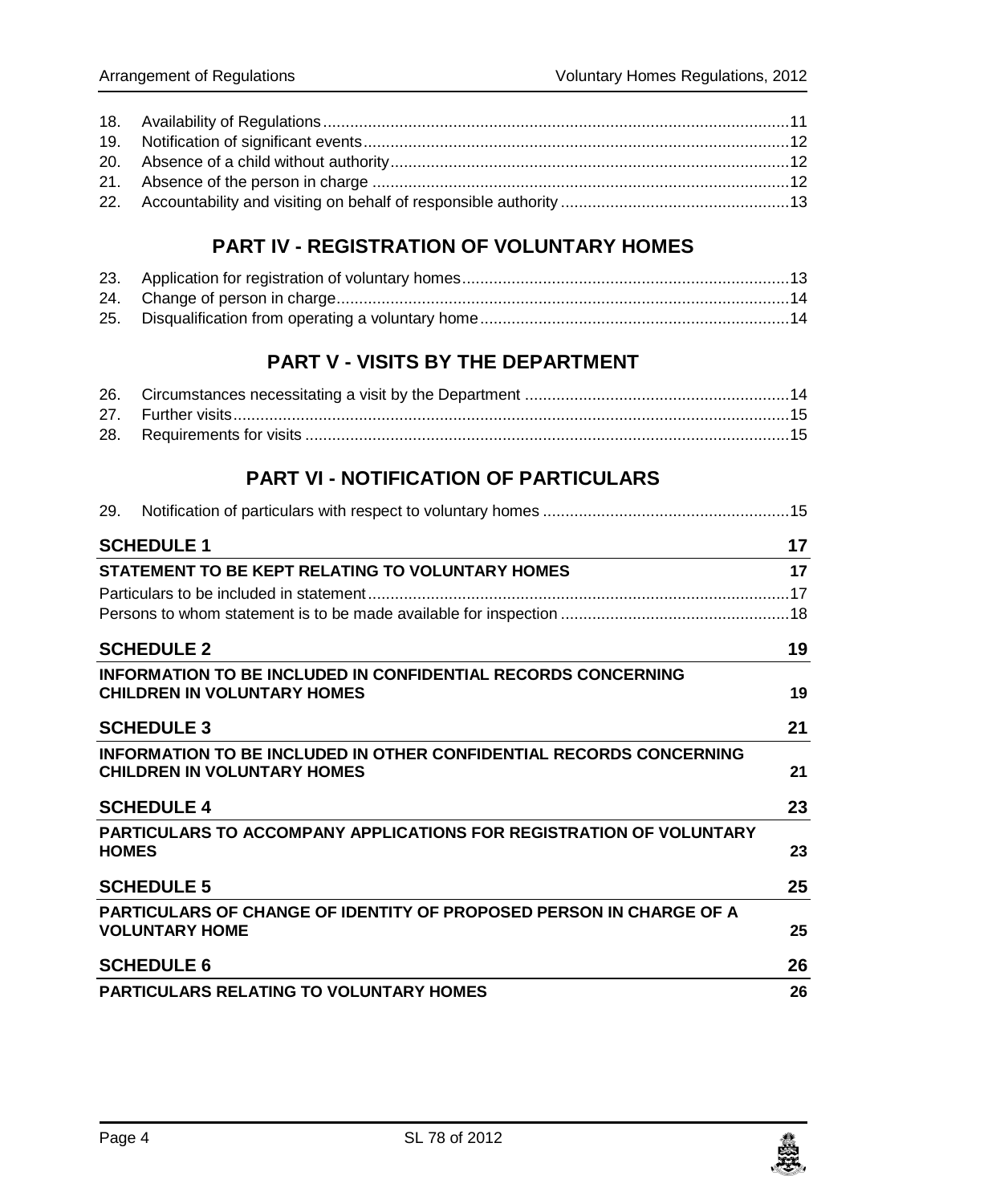18. Availability of Regulations 11
19. Notification of significant events 12
20. Absence of a child without authority 12
21. Absence of the person in charge 12
22. Accountability and visiting on behalf of responsible authority 13

## PART IV - REGISTRATION OF VOLUNTARY HOMES

23. Application for registration of voluntary homes 13
24. Change of person in charge 14
25. Disqualification from operating a voluntary home 14

## PART V - VISITS BY THE DEPARTMENT

26. Circumstances necessitating a visit by the Department 14
27. Further visits 15
28. Requirements for visits 15

## PART VI - NOTIFICATION OF PARTICULARS

29. Notification of particulars with respect to voluntary homes 15

**SCHEDULE 1** 17

**STATEMENT TO BE KEPT RELATING TO VOLUNTARY HOMES** 17

Particulars to be included in statement 17

Persons to whom statement is to be made available for inspection 18

**SCHEDULE 2** 19

**INFORMATION TO BE INCLUDED IN CONFIDENTIAL RECORDS CONCERNING CHILDREN IN VOLUNTARY HOMES** 19

**SCHEDULE 3** 21

**INFORMATION TO BE INCLUDED IN OTHER CONFIDENTIAL RECORDS CONCERNING CHILDREN IN VOLUNTARY HOMES** 21

**SCHEDULE 4** 23

**PARTICULARS TO ACCOMPANY APPLICATIONS FOR REGISTRATION OF VOLUNTARY HOMES** 23

**SCHEDULE 5** 25

**PARTICULARS OF CHANGE OF IDENTITY OF PROPOSED PERSON IN CHARGE OF A VOLUNTARY HOME** 25

**SCHEDULE 6** 26

**PARTICULARS RELATING TO VOLUNTARY HOMES** 26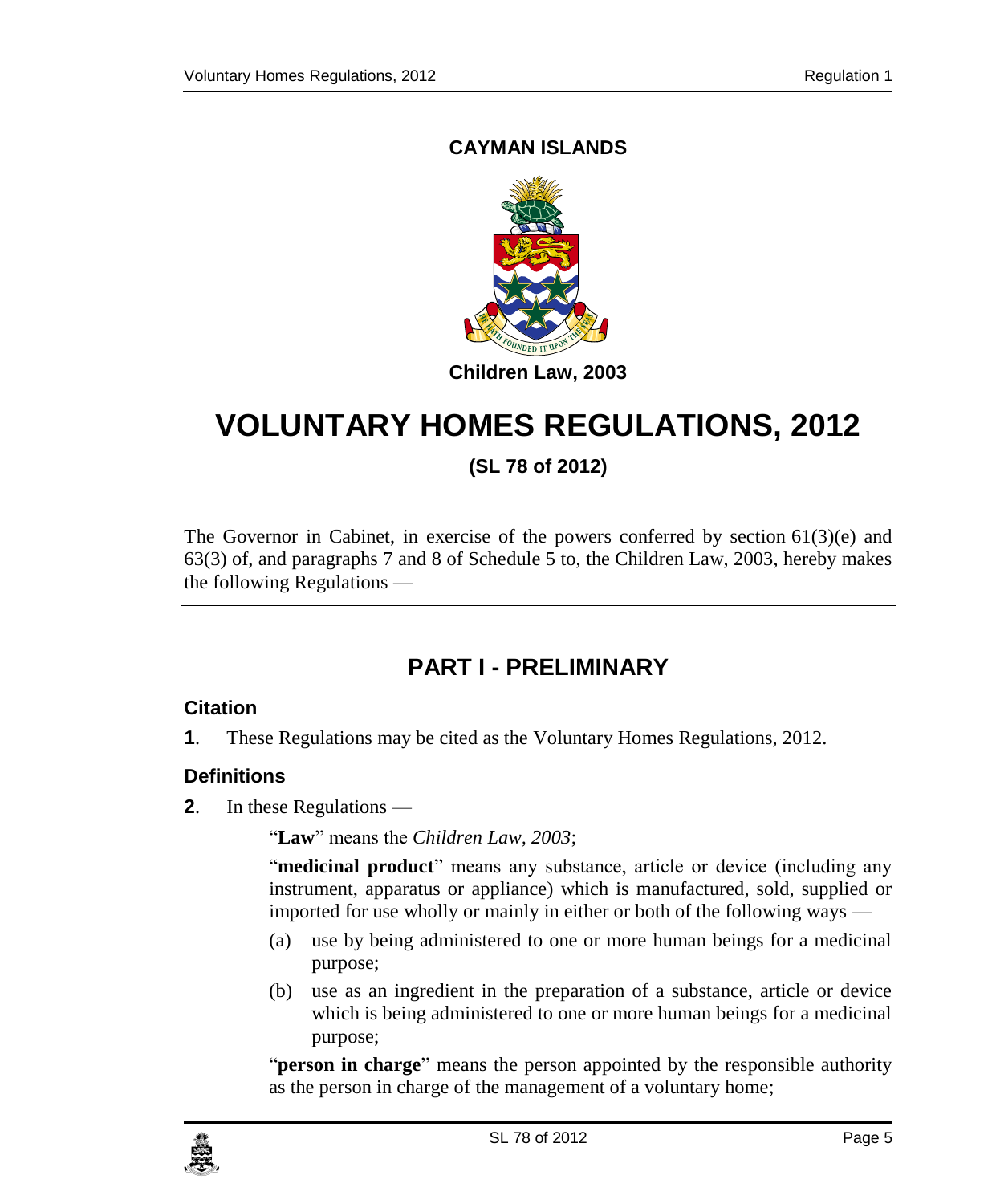**CAYMAN ISLANDS**

**Children Law, 2003**

# VOLUNTARY HOMES REGULATIONS, 2012

**(SL 78 of 2012)**

The Governor in Cabinet, in exercise of the powers conferred by section 61(3)(e) and 63(3) of, and paragraphs 7 and 8 of Schedule 5 to, the Children Law, 2003, hereby makes the following Regulations —

## PART I - PRELIMINARY

### Citation

**1**. These Regulations may be cited as the Voluntary Homes Regulations, 2012.

### Definitions

**2**. In these Regulations —

"**Law**" means the *Children Law, 2003*;

"**medicinal product**" means any substance, article or device (including any instrument, apparatus or appliance) which is manufactured, sold, supplied or imported for use wholly or mainly in either or both of the following ways —

(a) use by being administered to one or more human beings for a medicinal purpose;

(b) use as an ingredient in the preparation of a substance, article or device which is being administered to one or more human beings for a medicinal purpose;

"**person in charge**" means the person appointed by the responsible authority as the person in charge of the management of a voluntary home;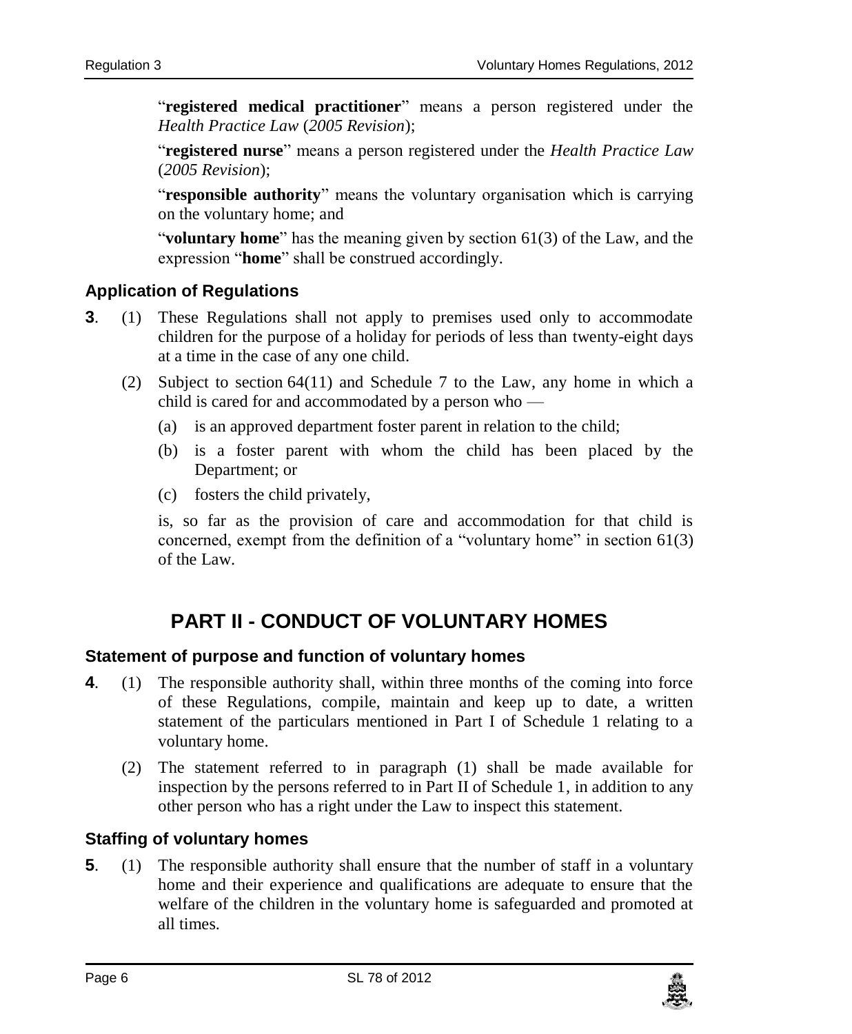"**registered medical practitioner**" means a person registered under the *Health Practice Law* (*2005 Revision*);

"**registered nurse**" means a person registered under the *Health Practice Law* (*2005 Revision*);

"**responsible authority**" means the voluntary organisation which is carrying on the voluntary home; and

"**voluntary home**" has the meaning given by section 61(3) of the Law, and the expression "**home**" shall be construed accordingly.

### Application of Regulations

**3**. (1) These Regulations shall not apply to premises used only to accommodate children for the purpose of a holiday for periods of less than twenty-eight days at a time in the case of any one child.

(2) Subject to section 64(11) and Schedule 7 to the Law, any home in which a child is cared for and accommodated by a person who —

(a) is an approved department foster parent in relation to the child;

(b) is a foster parent with whom the child has been placed by the Department; or

(c) fosters the child privately,

is, so far as the provision of care and accommodation for that child is concerned, exempt from the definition of a "voluntary home" in section 61(3) of the Law.

## PART II - CONDUCT OF VOLUNTARY HOMES

### Statement of purpose and function of voluntary homes

**4**. (1) The responsible authority shall, within three months of the coming into force of these Regulations, compile, maintain and keep up to date, a written statement of the particulars mentioned in Part I of Schedule 1 relating to a voluntary home.

(2) The statement referred to in paragraph (1) shall be made available for inspection by the persons referred to in Part II of Schedule 1, in addition to any other person who has a right under the Law to inspect this statement.

### Staffing of voluntary homes

**5**. (1) The responsible authority shall ensure that the number of staff in a voluntary home and their experience and qualifications are adequate to ensure that the welfare of the children in the voluntary home is safeguarded and promoted at all times.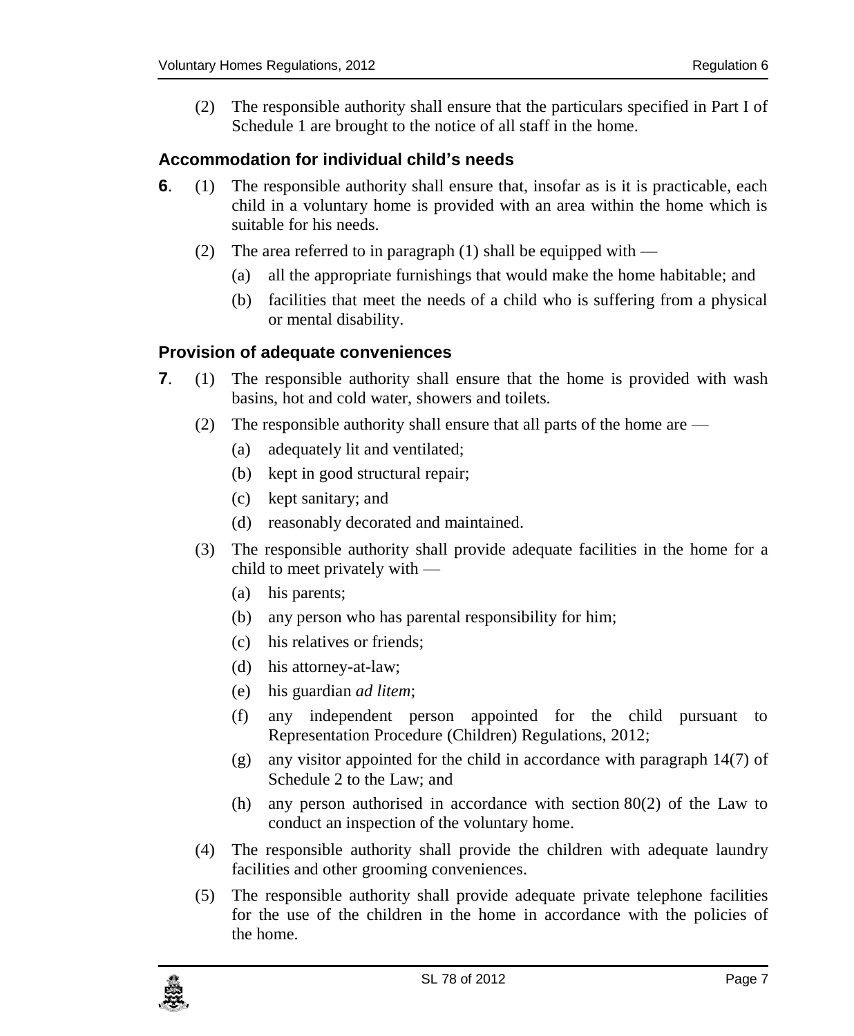(2) The responsible authority shall ensure that the particulars specified in Part I of Schedule 1 are brought to the notice of all staff in the home.

### Accommodation for individual child's needs

**6**. (1) The responsible authority shall ensure that, insofar as is it is practicable, each child in a voluntary home is provided with an area within the home which is suitable for his needs.

(2) The area referred to in paragraph (1) shall be equipped with —

(a) all the appropriate furnishings that would make the home habitable; and

(b) facilities that meet the needs of a child who is suffering from a physical or mental disability.

### Provision of adequate conveniences

**7**. (1) The responsible authority shall ensure that the home is provided with wash basins, hot and cold water, showers and toilets.

(2) The responsible authority shall ensure that all parts of the home are —

(a) adequately lit and ventilated;

(b) kept in good structural repair;

(c) kept sanitary; and

(d) reasonably decorated and maintained.

(3) The responsible authority shall provide adequate facilities in the home for a child to meet privately with —

(a) his parents;

(b) any person who has parental responsibility for him;

(c) his relatives or friends;

(d) his attorney-at-law;

(e) his guardian *ad litem*;

(f) any independent person appointed for the child pursuant to Representation Procedure (Children) Regulations, 2012;

(g) any visitor appointed for the child in accordance with paragraph 14(7) of Schedule 2 to the Law; and

(h) any person authorised in accordance with section 80(2) of the Law to conduct an inspection of the voluntary home.

(4) The responsible authority shall provide the children with adequate laundry facilities and other grooming conveniences.

(5) The responsible authority shall provide adequate private telephone facilities for the use of the children in the home in accordance with the policies of the home.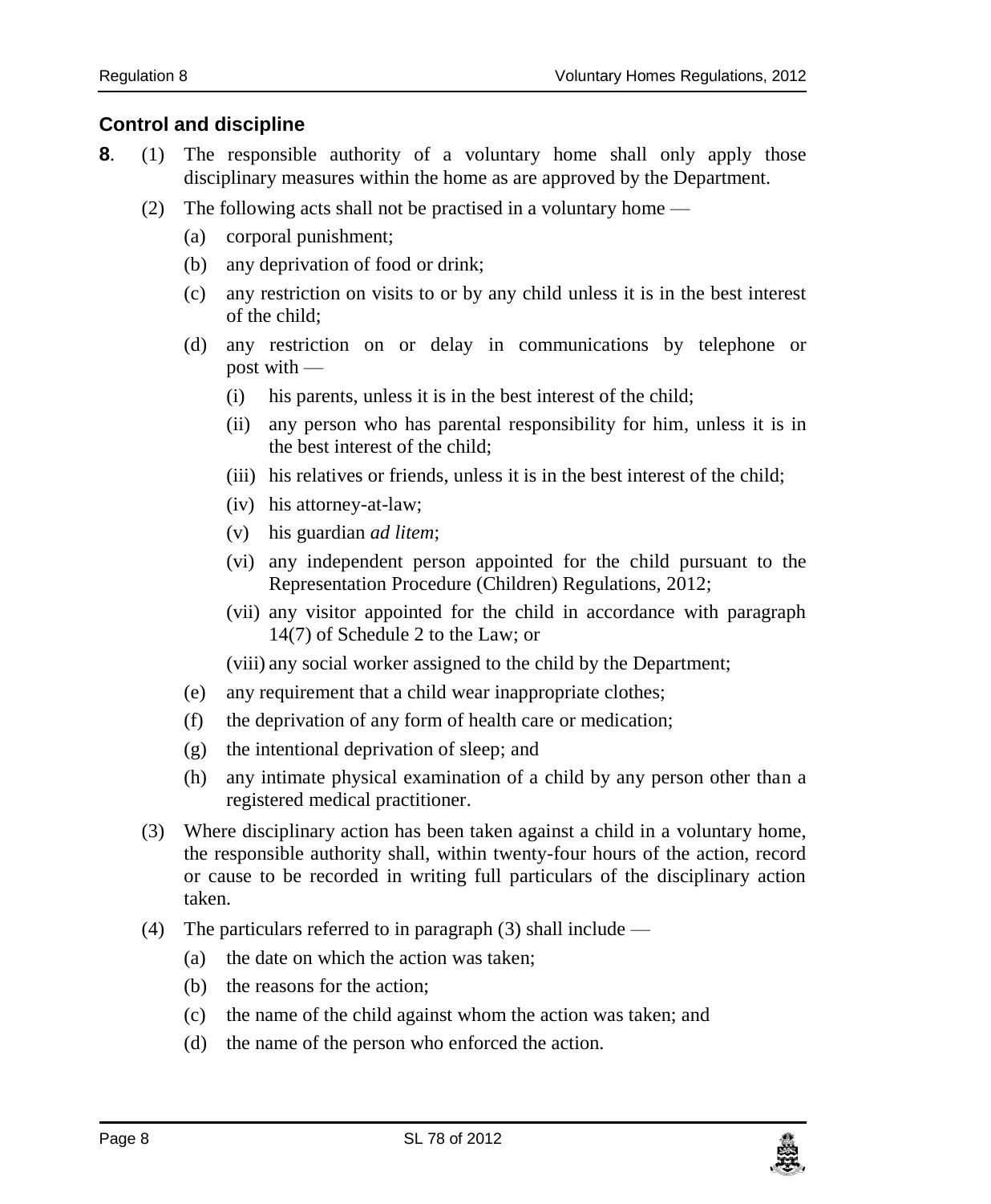## Control and discipline

**8**. (1) The responsible authority of a voluntary home shall only apply those disciplinary measures within the home as are approved by the Department.

(2) The following acts shall not be practised in a voluntary home —

(a) corporal punishment;

(b) any deprivation of food or drink;

(c) any restriction on visits to or by any child unless it is in the best interest of the child;

(d) any restriction on or delay in communications by telephone or post with —

(i) his parents, unless it is in the best interest of the child;

(ii) any person who has parental responsibility for him, unless it is in the best interest of the child;

(iii) his relatives or friends, unless it is in the best interest of the child;

(iv) his attorney-at-law;

(v) his guardian *ad litem*;

(vi) any independent person appointed for the child pursuant to the Representation Procedure (Children) Regulations, 2012;

(vii) any visitor appointed for the child in accordance with paragraph 14(7) of Schedule 2 to the Law; or

(viii) any social worker assigned to the child by the Department;

(e) any requirement that a child wear inappropriate clothes;

(f) the deprivation of any form of health care or medication;

(g) the intentional deprivation of sleep; and

(h) any intimate physical examination of a child by any person other than a registered medical practitioner.

(3) Where disciplinary action has been taken against a child in a voluntary home, the responsible authority shall, within twenty-four hours of the action, record or cause to be recorded in writing full particulars of the disciplinary action taken.

(4) The particulars referred to in paragraph (3) shall include —

(a) the date on which the action was taken;

(b) the reasons for the action;

(c) the name of the child against whom the action was taken; and

(d) the name of the person who enforced the action.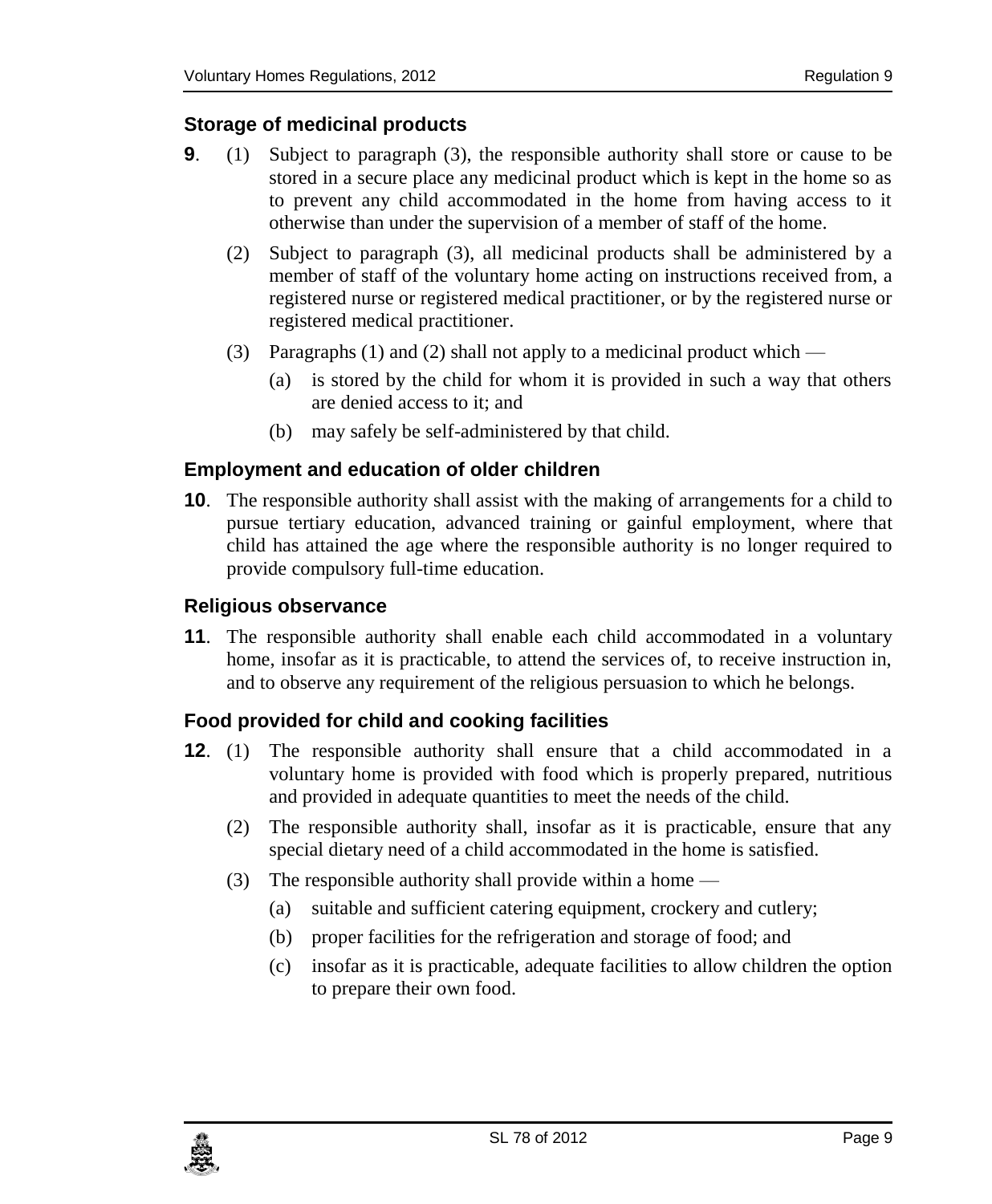### Storage of medicinal products

**9**. (1) Subject to paragraph (3), the responsible authority shall store or cause to be stored in a secure place any medicinal product which is kept in the home so as to prevent any child accommodated in the home from having access to it otherwise than under the supervision of a member of staff of the home.

(2) Subject to paragraph (3), all medicinal products shall be administered by a member of staff of the voluntary home acting on instructions received from, a registered nurse or registered medical practitioner, or by the registered nurse or registered medical practitioner.

(3) Paragraphs (1) and (2) shall not apply to a medicinal product which —

(a) is stored by the child for whom it is provided in such a way that others are denied access to it; and

(b) may safely be self-administered by that child.

### Employment and education of older children

**10**. The responsible authority shall assist with the making of arrangements for a child to pursue tertiary education, advanced training or gainful employment, where that child has attained the age where the responsible authority is no longer required to provide compulsory full-time education.

### Religious observance

**11**. The responsible authority shall enable each child accommodated in a voluntary home, insofar as it is practicable, to attend the services of, to receive instruction in, and to observe any requirement of the religious persuasion to which he belongs.

### Food provided for child and cooking facilities

**12**. (1) The responsible authority shall ensure that a child accommodated in a voluntary home is provided with food which is properly prepared, nutritious and provided in adequate quantities to meet the needs of the child.

(2) The responsible authority shall, insofar as it is practicable, ensure that any special dietary need of a child accommodated in the home is satisfied.

(3) The responsible authority shall provide within a home —

(a) suitable and sufficient catering equipment, crockery and cutlery;

(b) proper facilities for the refrigeration and storage of food; and

(c) insofar as it is practicable, adequate facilities to allow children the option to prepare their own food.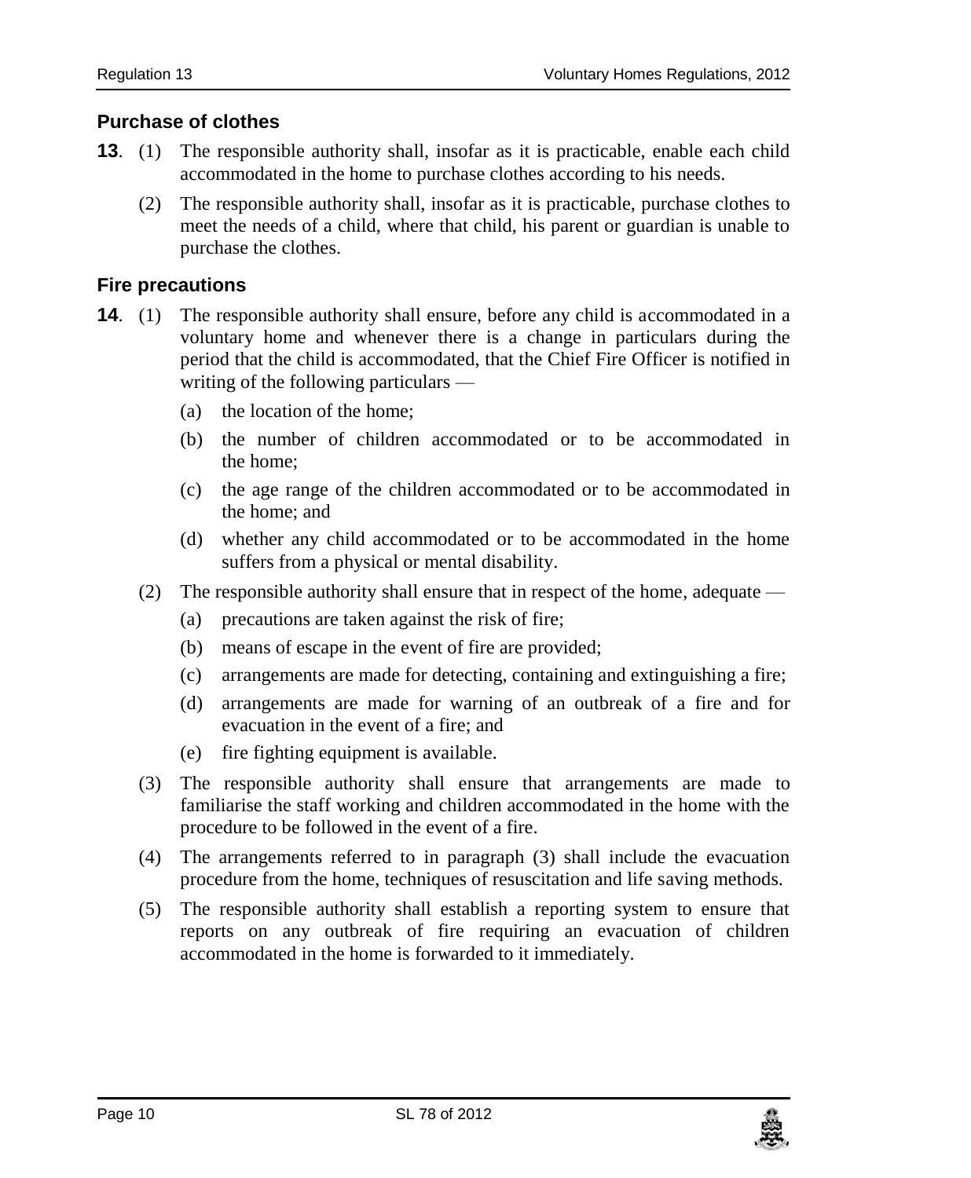### Purchase of clothes

**13**. (1) The responsible authority shall, insofar as it is practicable, enable each child accommodated in the home to purchase clothes according to his needs.

(2) The responsible authority shall, insofar as it is practicable, purchase clothes to meet the needs of a child, where that child, his parent or guardian is unable to purchase the clothes.

### Fire precautions

**14**. (1) The responsible authority shall ensure, before any child is accommodated in a voluntary home and whenever there is a change in particulars during the period that the child is accommodated, that the Chief Fire Officer is notified in writing of the following particulars —

(a) the location of the home;

(b) the number of children accommodated or to be accommodated in the home;

(c) the age range of the children accommodated or to be accommodated in the home; and

(d) whether any child accommodated or to be accommodated in the home suffers from a physical or mental disability.

(2) The responsible authority shall ensure that in respect of the home, adequate —

(a) precautions are taken against the risk of fire;

(b) means of escape in the event of fire are provided;

(c) arrangements are made for detecting, containing and extinguishing a fire;

(d) arrangements are made for warning of an outbreak of a fire and for evacuation in the event of a fire; and

(e) fire fighting equipment is available.

(3) The responsible authority shall ensure that arrangements are made to familiarise the staff working and children accommodated in the home with the procedure to be followed in the event of a fire.

(4) The arrangements referred to in paragraph (3) shall include the evacuation procedure from the home, techniques of resuscitation and life saving methods.

(5) The responsible authority shall establish a reporting system to ensure that reports on any outbreak of fire requiring an evacuation of children accommodated in the home is forwarded to it immediately.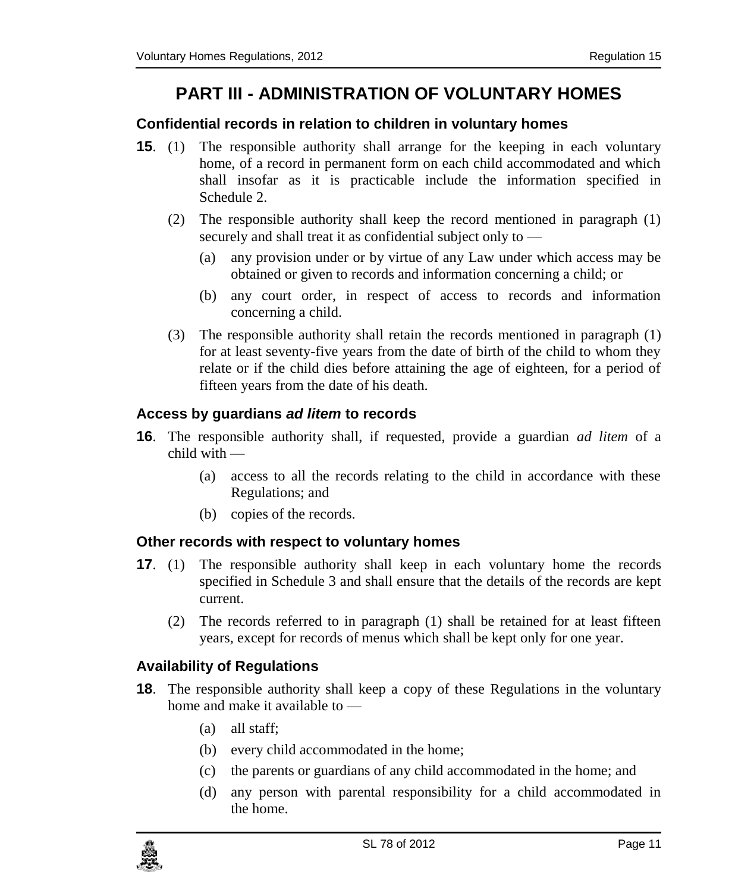# PART III - ADMINISTRATION OF VOLUNTARY HOMES

### Confidential records in relation to children in voluntary homes

**15**. (1) The responsible authority shall arrange for the keeping in each voluntary home, of a record in permanent form on each child accommodated and which shall insofar as it is practicable include the information specified in Schedule 2.

(2) The responsible authority shall keep the record mentioned in paragraph (1) securely and shall treat it as confidential subject only to —

(a) any provision under or by virtue of any Law under which access may be obtained or given to records and information concerning a child; or

(b) any court order, in respect of access to records and information concerning a child.

(3) The responsible authority shall retain the records mentioned in paragraph (1) for at least seventy-five years from the date of birth of the child to whom they relate or if the child dies before attaining the age of eighteen, for a period of fifteen years from the date of his death.

### Access by guardians *ad litem* to records

**16**. The responsible authority shall, if requested, provide a guardian *ad litem* of a child with —

(a) access to all the records relating to the child in accordance with these Regulations; and

(b) copies of the records.

### Other records with respect to voluntary homes

**17**. (1) The responsible authority shall keep in each voluntary home the records specified in Schedule 3 and shall ensure that the details of the records are kept current.

(2) The records referred to in paragraph (1) shall be retained for at least fifteen years, except for records of menus which shall be kept only for one year.

### Availability of Regulations

**18**. The responsible authority shall keep a copy of these Regulations in the voluntary home and make it available to —

(a) all staff;

(b) every child accommodated in the home;

(c) the parents or guardians of any child accommodated in the home; and

(d) any person with parental responsibility for a child accommodated in the home.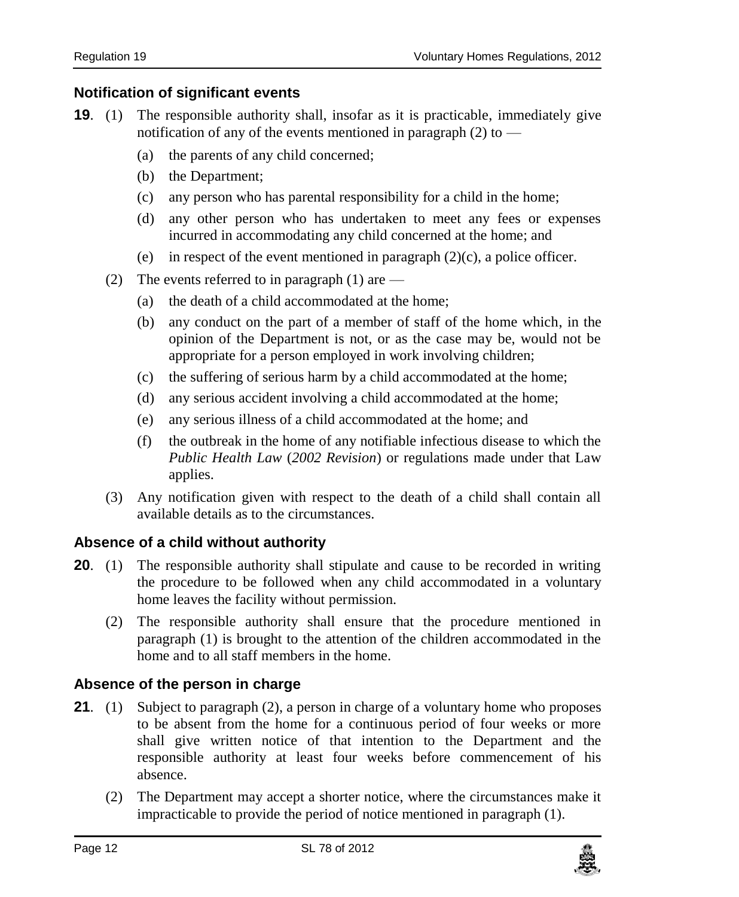### Notification of significant events

**19**. (1) The responsible authority shall, insofar as it is practicable, immediately give notification of any of the events mentioned in paragraph (2) to —

(a) the parents of any child concerned;

(b) the Department;

(c) any person who has parental responsibility for a child in the home;

(d) any other person who has undertaken to meet any fees or expenses incurred in accommodating any child concerned at the home; and

(e) in respect of the event mentioned in paragraph (2)(c), a police officer.

(2) The events referred to in paragraph (1) are —

(a) the death of a child accommodated at the home;

(b) any conduct on the part of a member of staff of the home which, in the opinion of the Department is not, or as the case may be, would not be appropriate for a person employed in work involving children;

(c) the suffering of serious harm by a child accommodated at the home;

(d) any serious accident involving a child accommodated at the home;

(e) any serious illness of a child accommodated at the home; and

(f) the outbreak in the home of any notifiable infectious disease to which the *Public Health Law* (*2002 Revision*) or regulations made under that Law applies.

(3) Any notification given with respect to the death of a child shall contain all available details as to the circumstances.

### Absence of a child without authority

**20**. (1) The responsible authority shall stipulate and cause to be recorded in writing the procedure to be followed when any child accommodated in a voluntary home leaves the facility without permission.

(2) The responsible authority shall ensure that the procedure mentioned in paragraph (1) is brought to the attention of the children accommodated in the home and to all staff members in the home.

### Absence of the person in charge

**21**. (1) Subject to paragraph (2), a person in charge of a voluntary home who proposes to be absent from the home for a continuous period of four weeks or more shall give written notice of that intention to the Department and the responsible authority at least four weeks before commencement of his absence.

(2) The Department may accept a shorter notice, where the circumstances make it impracticable to provide the period of notice mentioned in paragraph (1).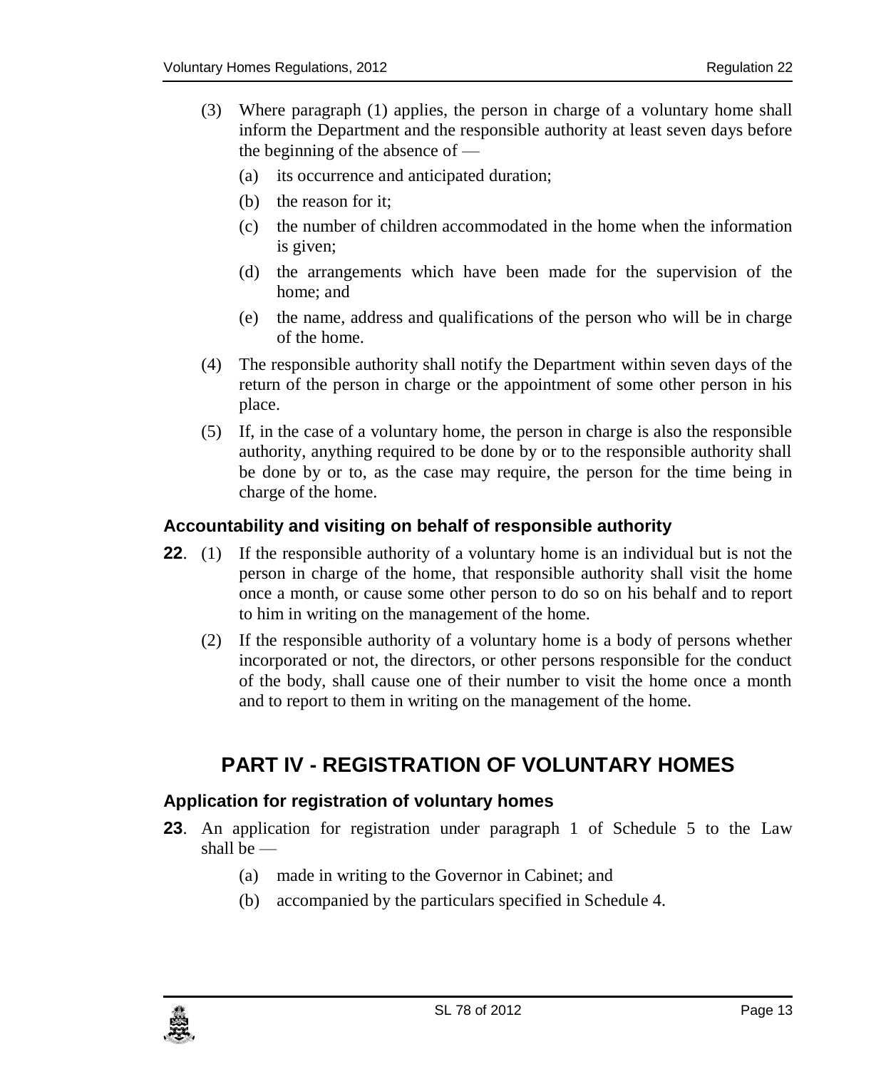(3) Where paragraph (1) applies, the person in charge of a voluntary home shall inform the Department and the responsible authority at least seven days before the beginning of the absence of —

(a) its occurrence and anticipated duration;

(b) the reason for it;

(c) the number of children accommodated in the home when the information is given;

(d) the arrangements which have been made for the supervision of the home; and

(e) the name, address and qualifications of the person who will be in charge of the home.

(4) The responsible authority shall notify the Department within seven days of the return of the person in charge or the appointment of some other person in his place.

(5) If, in the case of a voluntary home, the person in charge is also the responsible authority, anything required to be done by or to the responsible authority shall be done by or to, as the case may require, the person for the time being in charge of the home.

### Accountability and visiting on behalf of responsible authority

**22**. (1) If the responsible authority of a voluntary home is an individual but is not the person in charge of the home, that responsible authority shall visit the home once a month, or cause some other person to do so on his behalf and to report to him in writing on the management of the home.

(2) If the responsible authority of a voluntary home is a body of persons whether incorporated or not, the directors, or other persons responsible for the conduct of the body, shall cause one of their number to visit the home once a month and to report to them in writing on the management of the home.

## PART IV - REGISTRATION OF VOLUNTARY HOMES

### Application for registration of voluntary homes

**23**. An application for registration under paragraph 1 of Schedule 5 to the Law shall be —

(a) made in writing to the Governor in Cabinet; and

(b) accompanied by the particulars specified in Schedule 4.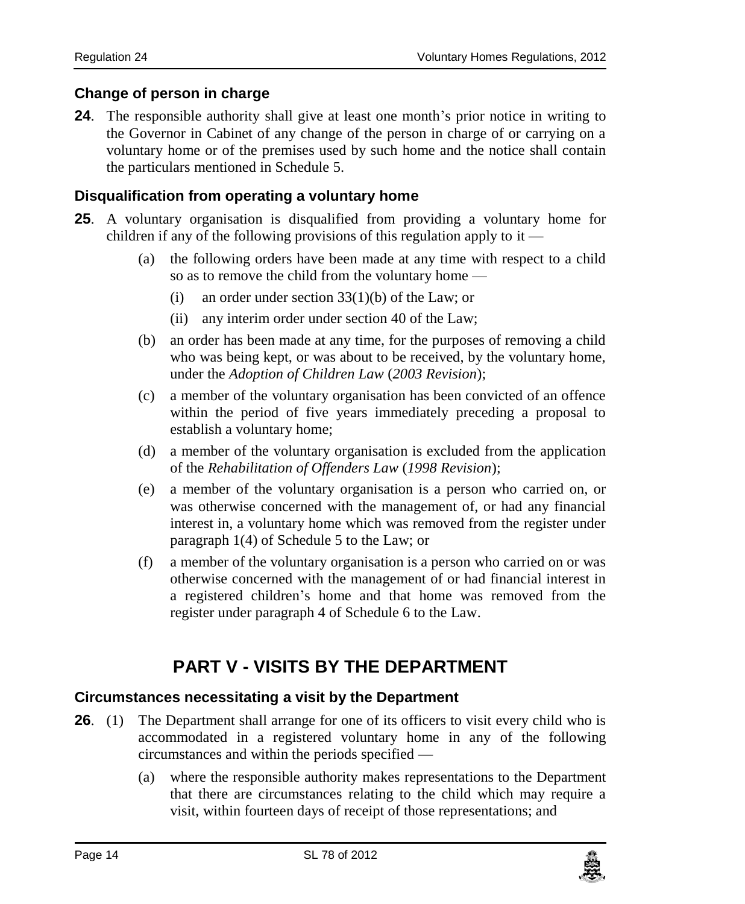### Change of person in charge

**24**. The responsible authority shall give at least one month's prior notice in writing to the Governor in Cabinet of any change of the person in charge of or carrying on a voluntary home or of the premises used by such home and the notice shall contain the particulars mentioned in Schedule 5.

### Disqualification from operating a voluntary home

**25**. A voluntary organisation is disqualified from providing a voluntary home for children if any of the following provisions of this regulation apply to it —

- (a) the following orders have been made at any time with respect to a child so as to remove the child from the voluntary home —
  - (i) an order under section 33(1)(b) of the Law; or
  - (ii) any interim order under section 40 of the Law;
- (b) an order has been made at any time, for the purposes of removing a child who was being kept, or was about to be received, by the voluntary home, under the *Adoption of Children Law* (*2003 Revision*);
- (c) a member of the voluntary organisation has been convicted of an offence within the period of five years immediately preceding a proposal to establish a voluntary home;
- (d) a member of the voluntary organisation is excluded from the application of the *Rehabilitation of Offenders Law* (*1998 Revision*);
- (e) a member of the voluntary organisation is a person who carried on, or was otherwise concerned with the management of, or had any financial interest in, a voluntary home which was removed from the register under paragraph 1(4) of Schedule 5 to the Law; or
- (f) a member of the voluntary organisation is a person who carried on or was otherwise concerned with the management of or had financial interest in a registered children's home and that home was removed from the register under paragraph 4 of Schedule 6 to the Law.

## PART V - VISITS BY THE DEPARTMENT

### Circumstances necessitating a visit by the Department

**26**. (1) The Department shall arrange for one of its officers to visit every child who is accommodated in a registered voluntary home in any of the following circumstances and within the periods specified —

- (a) where the responsible authority makes representations to the Department that there are circumstances relating to the child which may require a visit, within fourteen days of receipt of those representations; and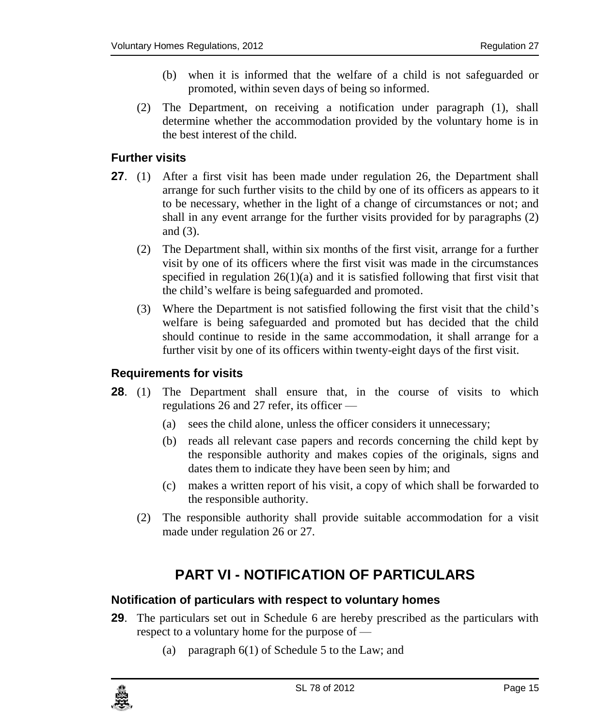(b) when it is informed that the welfare of a child is not safeguarded or promoted, within seven days of being so informed.

(2) The Department, on receiving a notification under paragraph (1), shall determine whether the accommodation provided by the voluntary home is in the best interest of the child.

### Further visits

**27**. (1) After a first visit has been made under regulation 26, the Department shall arrange for such further visits to the child by one of its officers as appears to it to be necessary, whether in the light of a change of circumstances or not; and shall in any event arrange for the further visits provided for by paragraphs (2) and (3).

(2) The Department shall, within six months of the first visit, arrange for a further visit by one of its officers where the first visit was made in the circumstances specified in regulation 26(1)(a) and it is satisfied following that first visit that the child's welfare is being safeguarded and promoted.

(3) Where the Department is not satisfied following the first visit that the child's welfare is being safeguarded and promoted but has decided that the child should continue to reside in the same accommodation, it shall arrange for a further visit by one of its officers within twenty-eight days of the first visit.

### Requirements for visits

**28**. (1) The Department shall ensure that, in the course of visits to which regulations 26 and 27 refer, its officer —

(a) sees the child alone, unless the officer considers it unnecessary;

(b) reads all relevant case papers and records concerning the child kept by the responsible authority and makes copies of the originals, signs and dates them to indicate they have been seen by him; and

(c) makes a written report of his visit, a copy of which shall be forwarded to the responsible authority.

(2) The responsible authority shall provide suitable accommodation for a visit made under regulation 26 or 27.

## PART VI - NOTIFICATION OF PARTICULARS

### Notification of particulars with respect to voluntary homes

**29**. The particulars set out in Schedule 6 are hereby prescribed as the particulars with respect to a voluntary home for the purpose of —

(a) paragraph 6(1) of Schedule 5 to the Law; and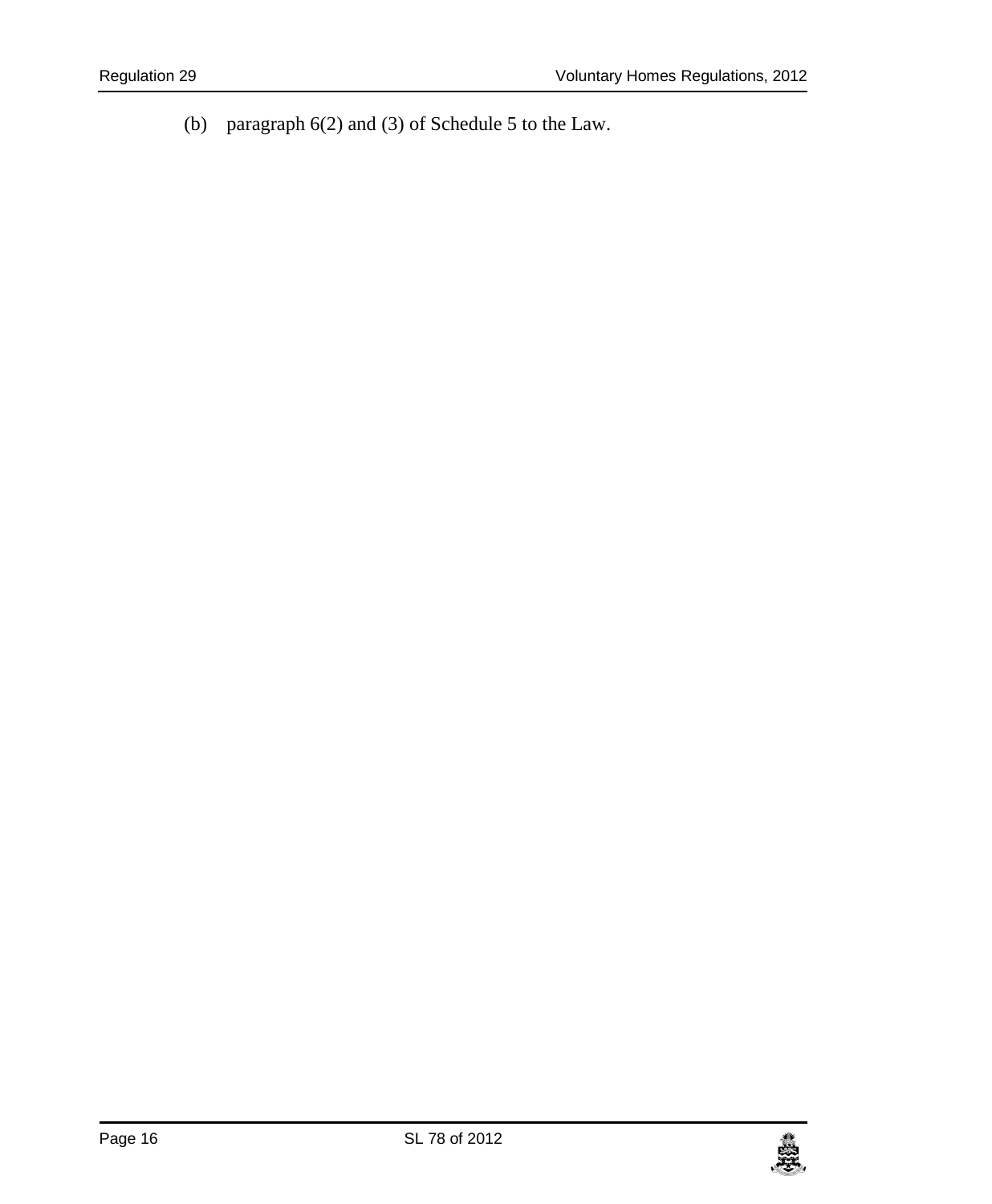(b) paragraph 6(2) and (3) of Schedule 5 to the Law.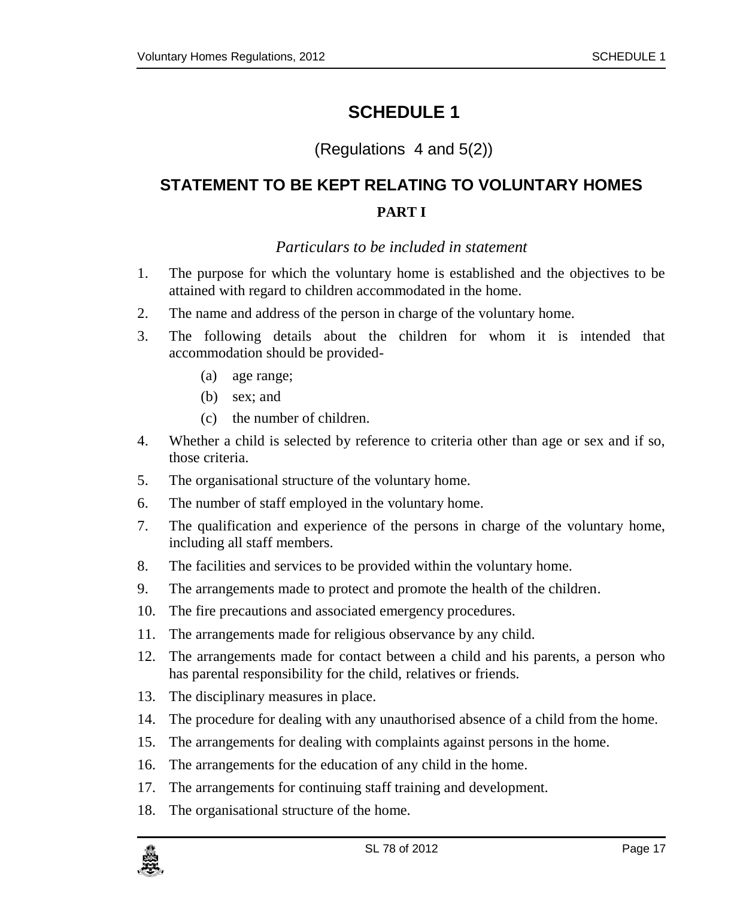# SCHEDULE 1

(Regulations 4 and 5(2))

## STATEMENT TO BE KEPT RELATING TO VOLUNTARY HOMES

### PART I

*Particulars to be included in statement*

1. The purpose for which the voluntary home is established and the objectives to be attained with regard to children accommodated in the home.
2. The name and address of the person in charge of the voluntary home.
3. The following details about the children for whom it is intended that accommodation should be provided-
   - (a) age range;
   - (b) sex; and
   - (c) the number of children.
4. Whether a child is selected by reference to criteria other than age or sex and if so, those criteria.
5. The organisational structure of the voluntary home.
6. The number of staff employed in the voluntary home.
7. The qualification and experience of the persons in charge of the voluntary home, including all staff members.
8. The facilities and services to be provided within the voluntary home.
9. The arrangements made to protect and promote the health of the children.
10. The fire precautions and associated emergency procedures.
11. The arrangements made for religious observance by any child.
12. The arrangements made for contact between a child and his parents, a person who has parental responsibility for the child, relatives or friends.
13. The disciplinary measures in place.
14. The procedure for dealing with any unauthorised absence of a child from the home.
15. The arrangements for dealing with complaints against persons in the home.
16. The arrangements for the education of any child in the home.
17. The arrangements for continuing staff training and development.
18. The organisational structure of the home.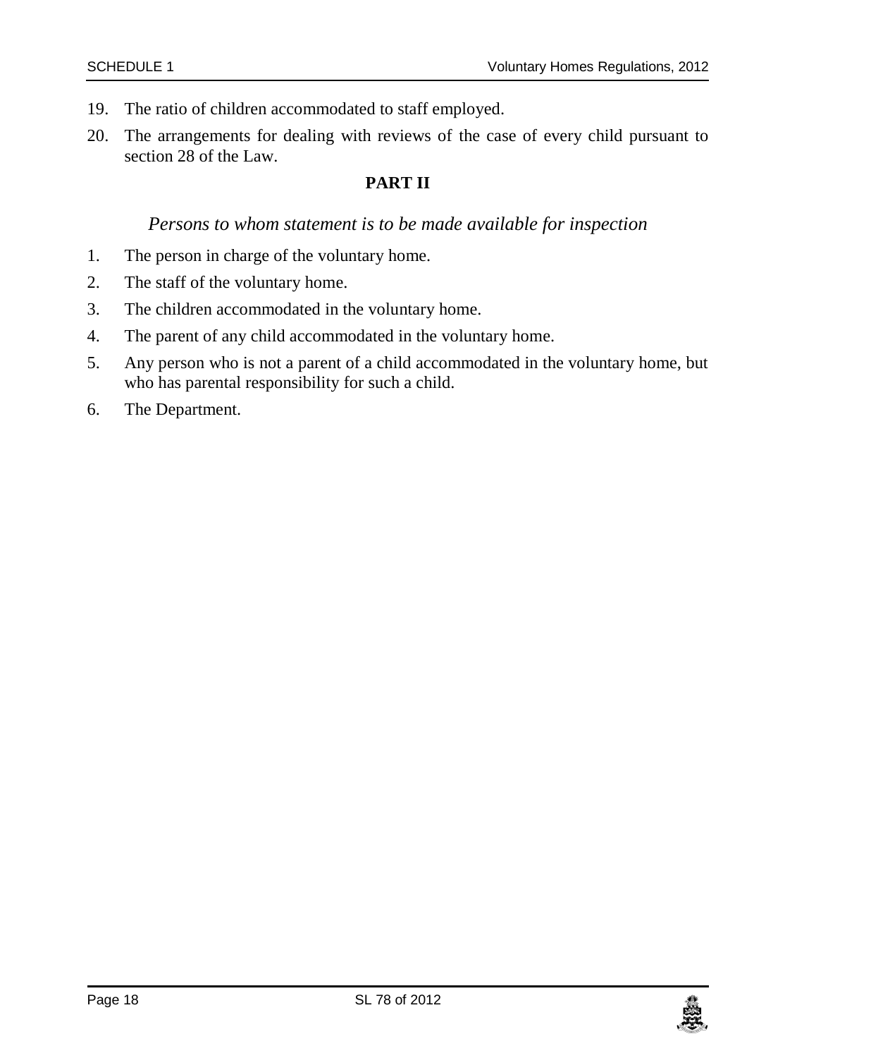19. The ratio of children accommodated to staff employed.
20. The arrangements for dealing with reviews of the case of every child pursuant to section 28 of the Law.

**PART II**

*Persons to whom statement is to be made available for inspection*

1. The person in charge of the voluntary home.
2. The staff of the voluntary home.
3. The children accommodated in the voluntary home.
4. The parent of any child accommodated in the voluntary home.
5. Any person who is not a parent of a child accommodated in the voluntary home, but who has parental responsibility for such a child.
6. The Department.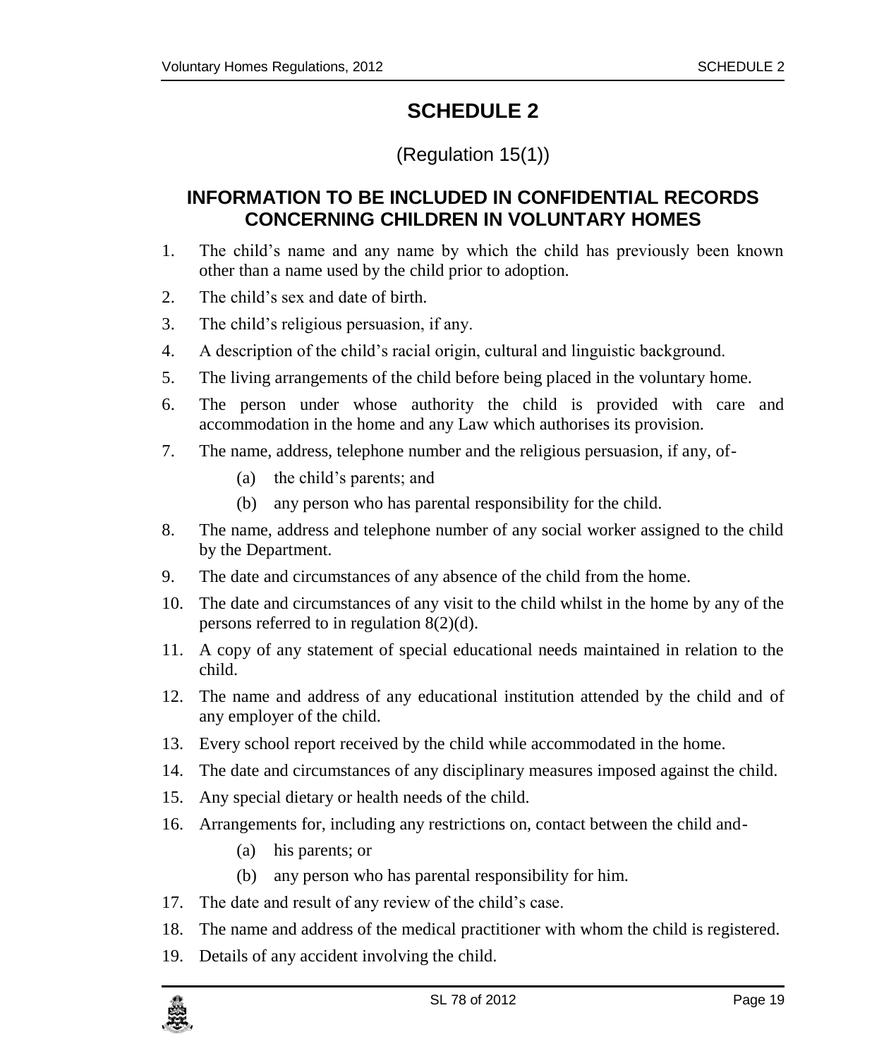# SCHEDULE 2

(Regulation 15(1))

## INFORMATION TO BE INCLUDED IN CONFIDENTIAL RECORDS CONCERNING CHILDREN IN VOLUNTARY HOMES

1. The child's name and any name by which the child has previously been known other than a name used by the child prior to adoption.
2. The child's sex and date of birth.
3. The child's religious persuasion, if any.
4. A description of the child's racial origin, cultural and linguistic background.
5. The living arrangements of the child before being placed in the voluntary home.
6. The person under whose authority the child is provided with care and accommodation in the home and any Law which authorises its provision.
7. The name, address, telephone number and the religious persuasion, if any, of-
    - (a) the child's parents; and
    - (b) any person who has parental responsibility for the child.
8. The name, address and telephone number of any social worker assigned to the child by the Department.
9. The date and circumstances of any absence of the child from the home.
10. The date and circumstances of any visit to the child whilst in the home by any of the persons referred to in regulation 8(2)(d).
11. A copy of any statement of special educational needs maintained in relation to the child.
12. The name and address of any educational institution attended by the child and of any employer of the child.
13. Every school report received by the child while accommodated in the home.
14. The date and circumstances of any disciplinary measures imposed against the child.
15. Any special dietary or health needs of the child.
16. Arrangements for, including any restrictions on, contact between the child and-
    - (a) his parents; or
    - (b) any person who has parental responsibility for him.
17. The date and result of any review of the child's case.
18. The name and address of the medical practitioner with whom the child is registered.
19. Details of any accident involving the child.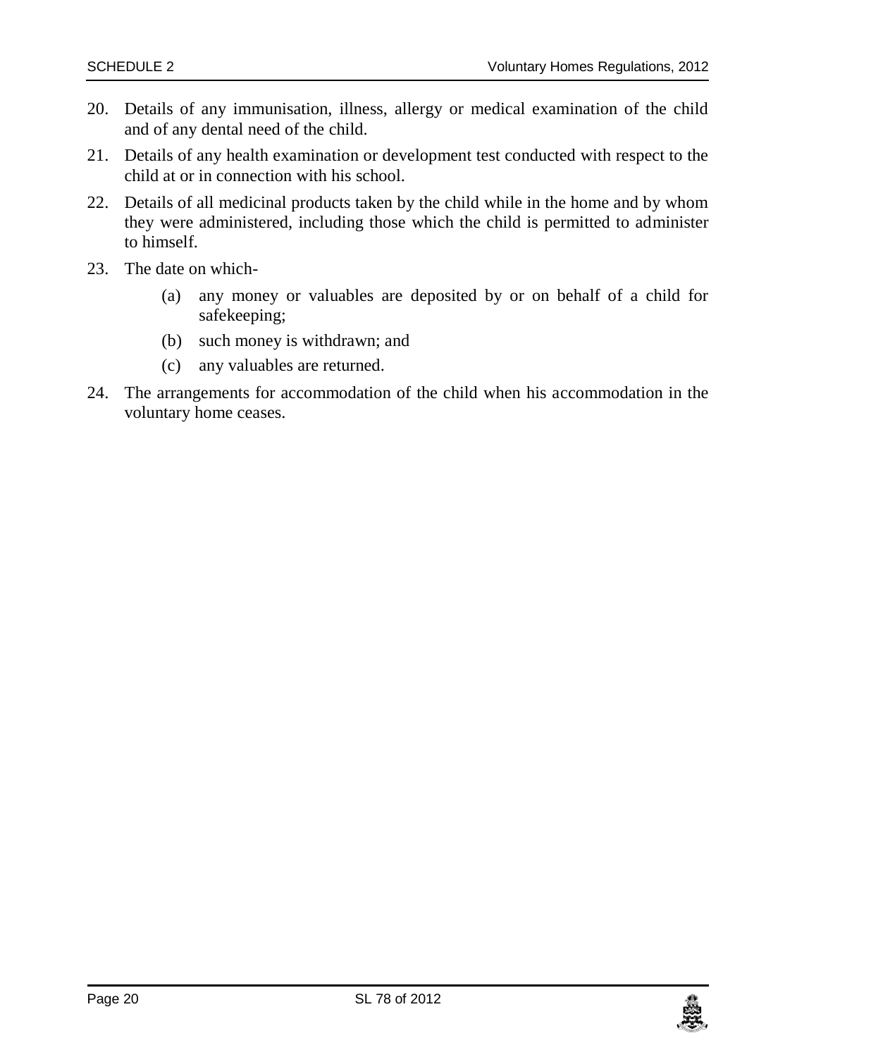20. Details of any immunisation, illness, allergy or medical examination of the child and of any dental need of the child.

21. Details of any health examination or development test conducted with respect to the child at or in connection with his school.

22. Details of all medicinal products taken by the child while in the home and by whom they were administered, including those which the child is permitted to administer to himself.

23. The date on which-

    (a) any money or valuables are deposited by or on behalf of a child for safekeeping;

    (b) such money is withdrawn; and

    (c) any valuables are returned.

24. The arrangements for accommodation of the child when his accommodation in the voluntary home ceases.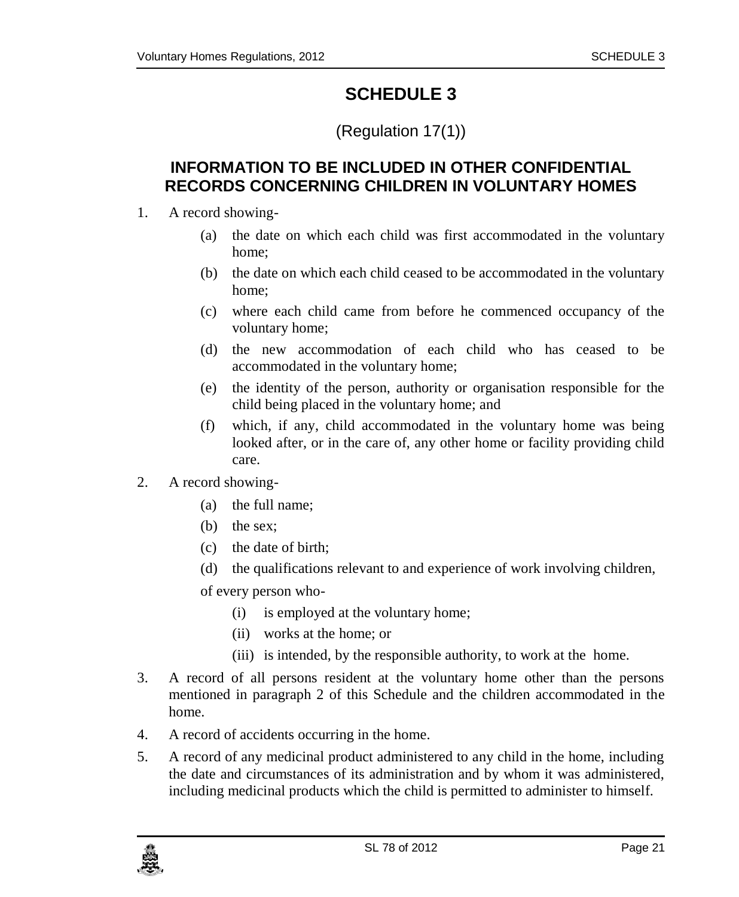# SCHEDULE 3

(Regulation 17(1))

## INFORMATION TO BE INCLUDED IN OTHER CONFIDENTIAL RECORDS CONCERNING CHILDREN IN VOLUNTARY HOMES

1. A record showing-
   - (a) the date on which each child was first accommodated in the voluntary home;
   - (b) the date on which each child ceased to be accommodated in the voluntary home;
   - (c) where each child came from before he commenced occupancy of the voluntary home;
   - (d) the new accommodation of each child who has ceased to be accommodated in the voluntary home;
   - (e) the identity of the person, authority or organisation responsible for the child being placed in the voluntary home; and
   - (f) which, if any, child accommodated in the voluntary home was being looked after, or in the care of, any other home or facility providing child care.
2. A record showing-
   - (a) the full name;
   - (b) the sex;
   - (c) the date of birth;
   - (d) the qualifications relevant to and experience of work involving children,

   of every person who-
   - (i) is employed at the voluntary home;
   - (ii) works at the home; or
   - (iii) is intended, by the responsible authority, to work at the home.
3. A record of all persons resident at the voluntary home other than the persons mentioned in paragraph 2 of this Schedule and the children accommodated in the home.
4. A record of accidents occurring in the home.
5. A record of any medicinal product administered to any child in the home, including the date and circumstances of its administration and by whom it was administered, including medicinal products which the child is permitted to administer to himself.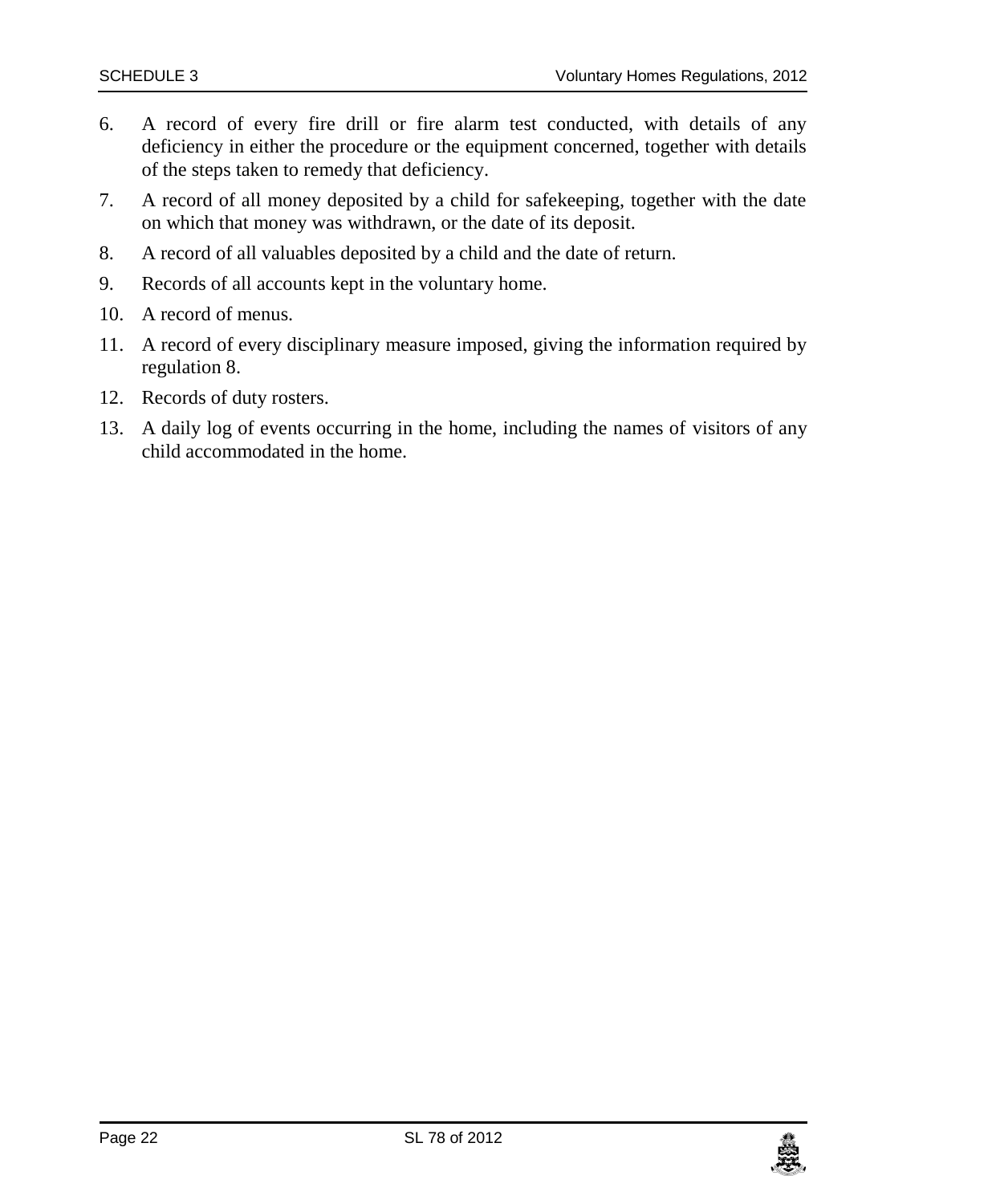6. A record of every fire drill or fire alarm test conducted, with details of any deficiency in either the procedure or the equipment concerned, together with details of the steps taken to remedy that deficiency.
7. A record of all money deposited by a child for safekeeping, together with the date on which that money was withdrawn, or the date of its deposit.
8. A record of all valuables deposited by a child and the date of return.
9. Records of all accounts kept in the voluntary home.
10. A record of menus.
11. A record of every disciplinary measure imposed, giving the information required by regulation 8.
12. Records of duty rosters.
13. A daily log of events occurring in the home, including the names of visitors of any child accommodated in the home.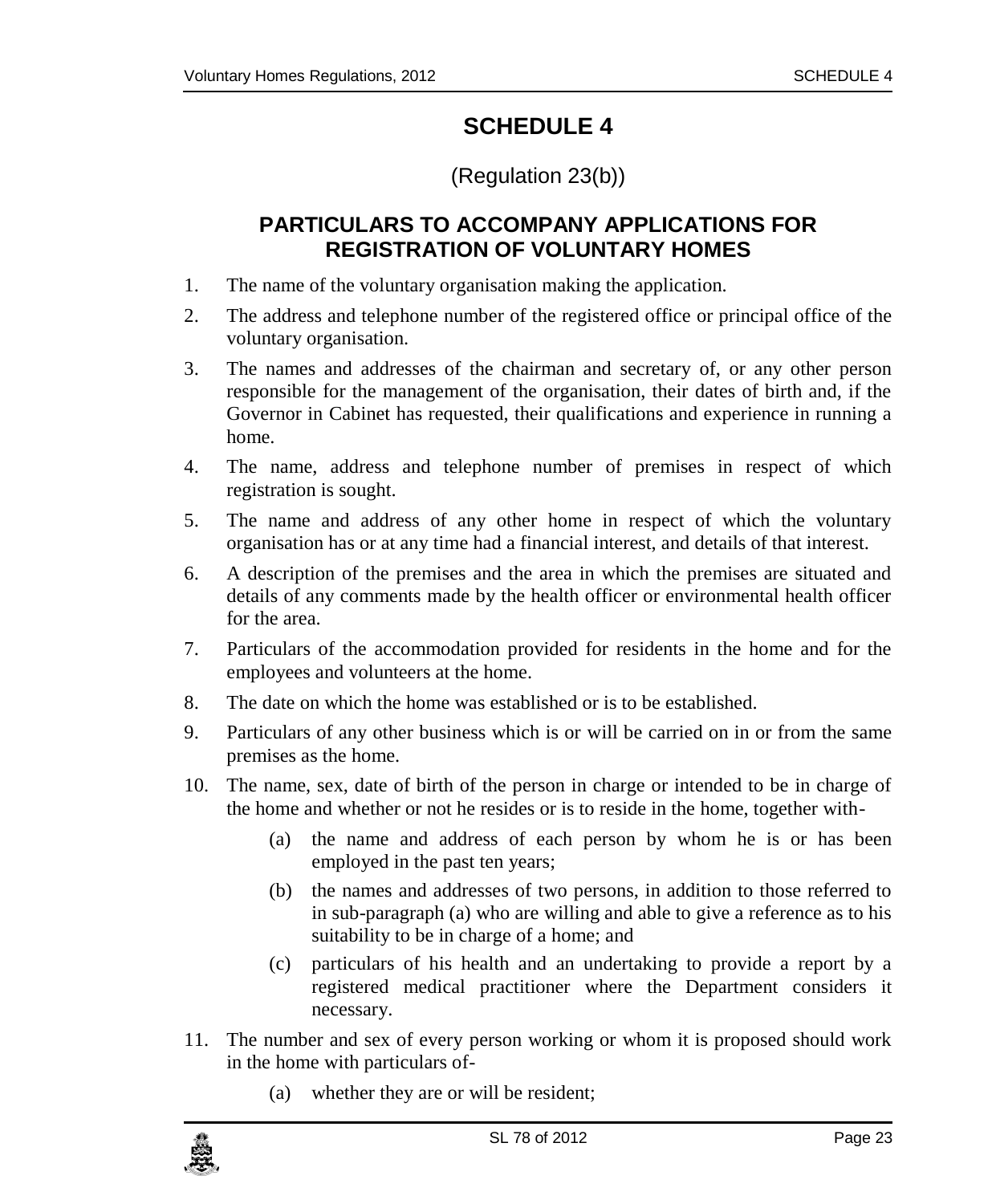# SCHEDULE 4

(Regulation 23(b))

## PARTICULARS TO ACCOMPANY APPLICATIONS FOR REGISTRATION OF VOLUNTARY HOMES

1. The name of the voluntary organisation making the application.
2. The address and telephone number of the registered office or principal office of the voluntary organisation.
3. The names and addresses of the chairman and secretary of, or any other person responsible for the management of the organisation, their dates of birth and, if the Governor in Cabinet has requested, their qualifications and experience in running a home.
4. The name, address and telephone number of premises in respect of which registration is sought.
5. The name and address of any other home in respect of which the voluntary organisation has or at any time had a financial interest, and details of that interest.
6. A description of the premises and the area in which the premises are situated and details of any comments made by the health officer or environmental health officer for the area.
7. Particulars of the accommodation provided for residents in the home and for the employees and volunteers at the home.
8. The date on which the home was established or is to be established.
9. Particulars of any other business which is or will be carried on in or from the same premises as the home.
10. The name, sex, date of birth of the person in charge or intended to be in charge of the home and whether or not he resides or is to reside in the home, together with-
    - (a) the name and address of each person by whom he is or has been employed in the past ten years;
    - (b) the names and addresses of two persons, in addition to those referred to in sub-paragraph (a) who are willing and able to give a reference as to his suitability to be in charge of a home; and
    - (c) particulars of his health and an undertaking to provide a report by a registered medical practitioner where the Department considers it necessary.
11. The number and sex of every person working or whom it is proposed should work in the home with particulars of-
    - (a) whether they are or will be resident;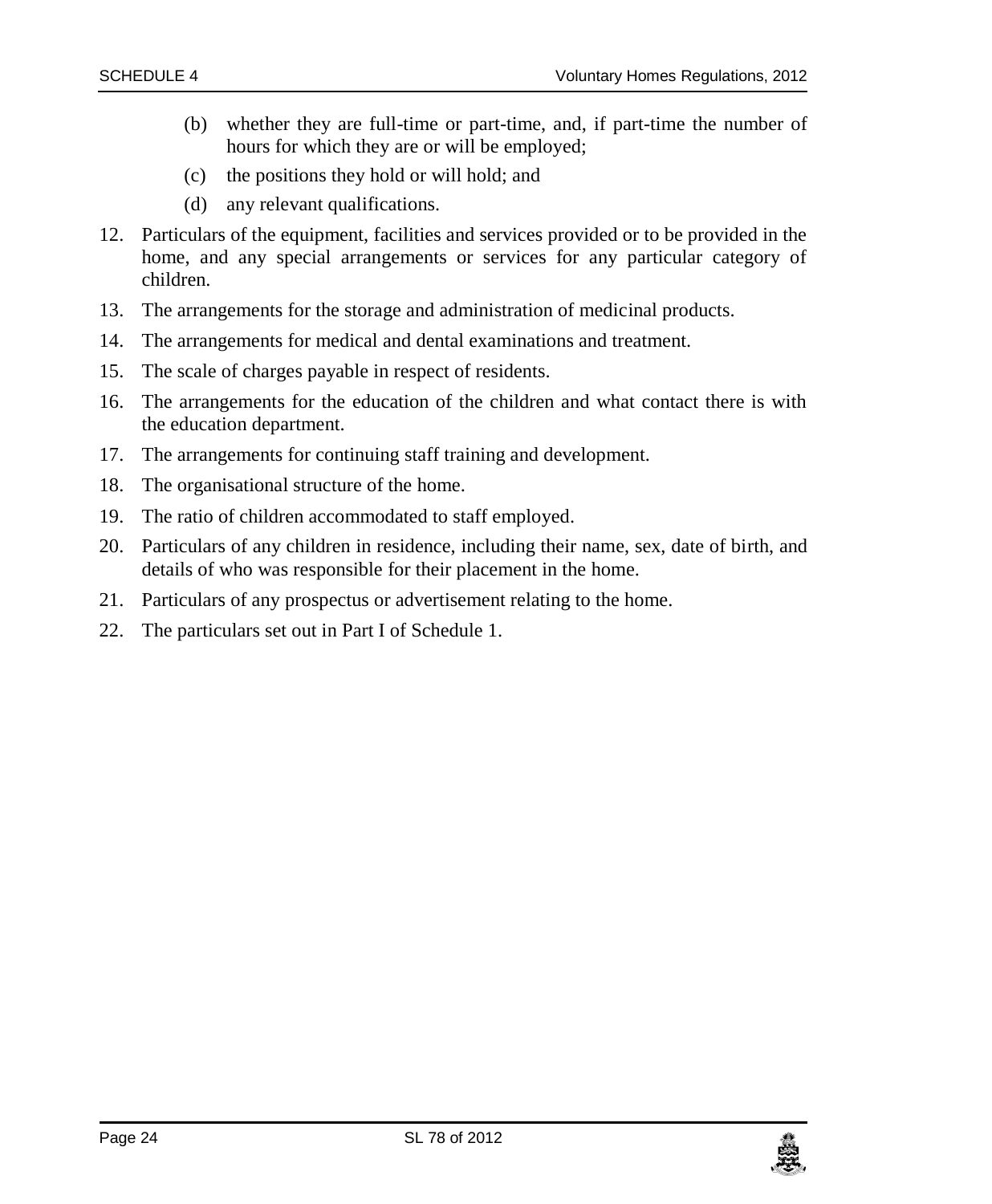(b) whether they are full-time or part-time, and, if part-time the number of hours for which they are or will be employed;

   (c) the positions they hold or will hold; and

   (d) any relevant qualifications.

12. Particulars of the equipment, facilities and services provided or to be provided in the home, and any special arrangements or services for any particular category of children.

13. The arrangements for the storage and administration of medicinal products.

14. The arrangements for medical and dental examinations and treatment.

15. The scale of charges payable in respect of residents.

16. The arrangements for the education of the children and what contact there is with the education department.

17. The arrangements for continuing staff training and development.

18. The organisational structure of the home.

19. The ratio of children accommodated to staff employed.

20. Particulars of any children in residence, including their name, sex, date of birth, and details of who was responsible for their placement in the home.

21. Particulars of any prospectus or advertisement relating to the home.

22. The particulars set out in Part I of Schedule 1.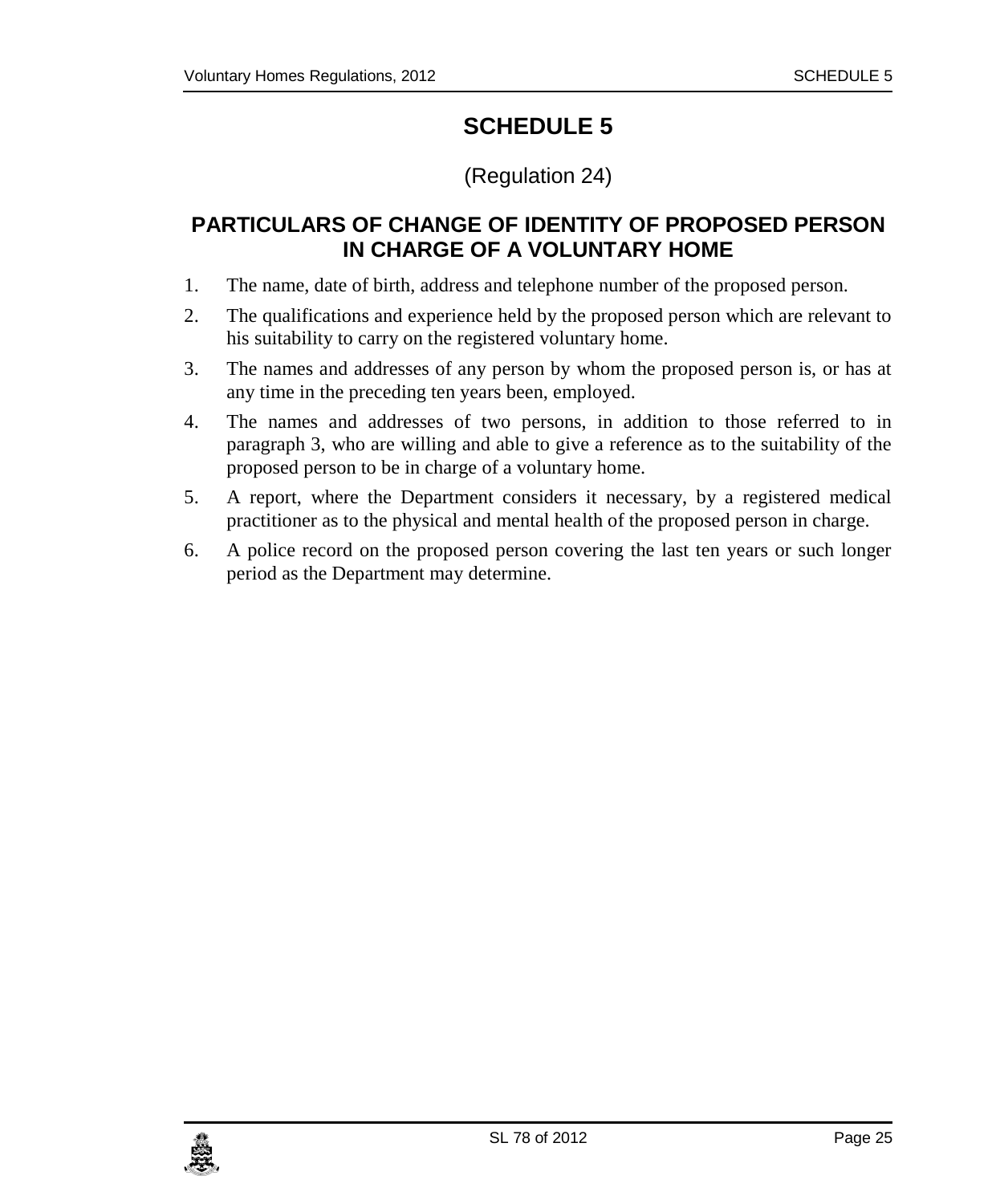# SCHEDULE 5

(Regulation 24)

## PARTICULARS OF CHANGE OF IDENTITY OF PROPOSED PERSON IN CHARGE OF A VOLUNTARY HOME

1. The name, date of birth, address and telephone number of the proposed person.
2. The qualifications and experience held by the proposed person which are relevant to his suitability to carry on the registered voluntary home.
3. The names and addresses of any person by whom the proposed person is, or has at any time in the preceding ten years been, employed.
4. The names and addresses of two persons, in addition to those referred to in paragraph 3, who are willing and able to give a reference as to the suitability of the proposed person to be in charge of a voluntary home.
5. A report, where the Department considers it necessary, by a registered medical practitioner as to the physical and mental health of the proposed person in charge.
6. A police record on the proposed person covering the last ten years or such longer period as the Department may determine.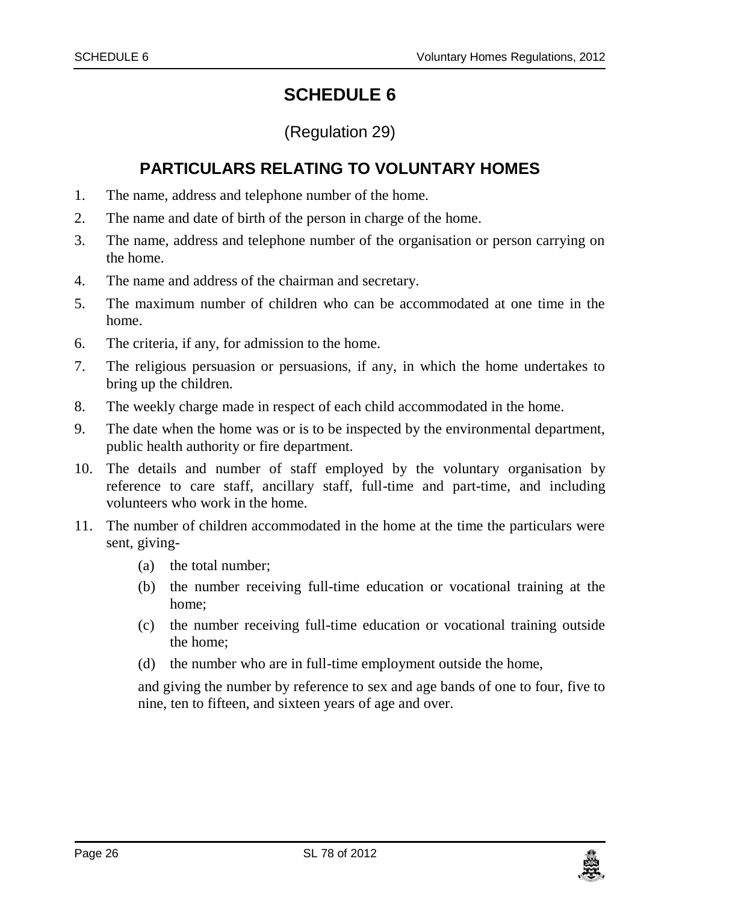# SCHEDULE 6

(Regulation 29)

## PARTICULARS RELATING TO VOLUNTARY HOMES

1. The name, address and telephone number of the home.
2. The name and date of birth of the person in charge of the home.
3. The name, address and telephone number of the organisation or person carrying on the home.
4. The name and address of the chairman and secretary.
5. The maximum number of children who can be accommodated at one time in the home.
6. The criteria, if any, for admission to the home.
7. The religious persuasion or persuasions, if any, in which the home undertakes to bring up the children.
8. The weekly charge made in respect of each child accommodated in the home.
9. The date when the home was or is to be inspected by the environmental department, public health authority or fire department.
10. The details and number of staff employed by the voluntary organisation by reference to care staff, ancillary staff, full-time and part-time, and including volunteers who work in the home.
11. The number of children accommodated in the home at the time the particulars were sent, giving-
    - (a) the total number;
    - (b) the number receiving full-time education or vocational training at the home;
    - (c) the number receiving full-time education or vocational training outside the home;
    - (d) the number who are in full-time employment outside the home,

    and giving the number by reference to sex and age bands of one to four, five to nine, ten to fifteen, and sixteen years of age and over.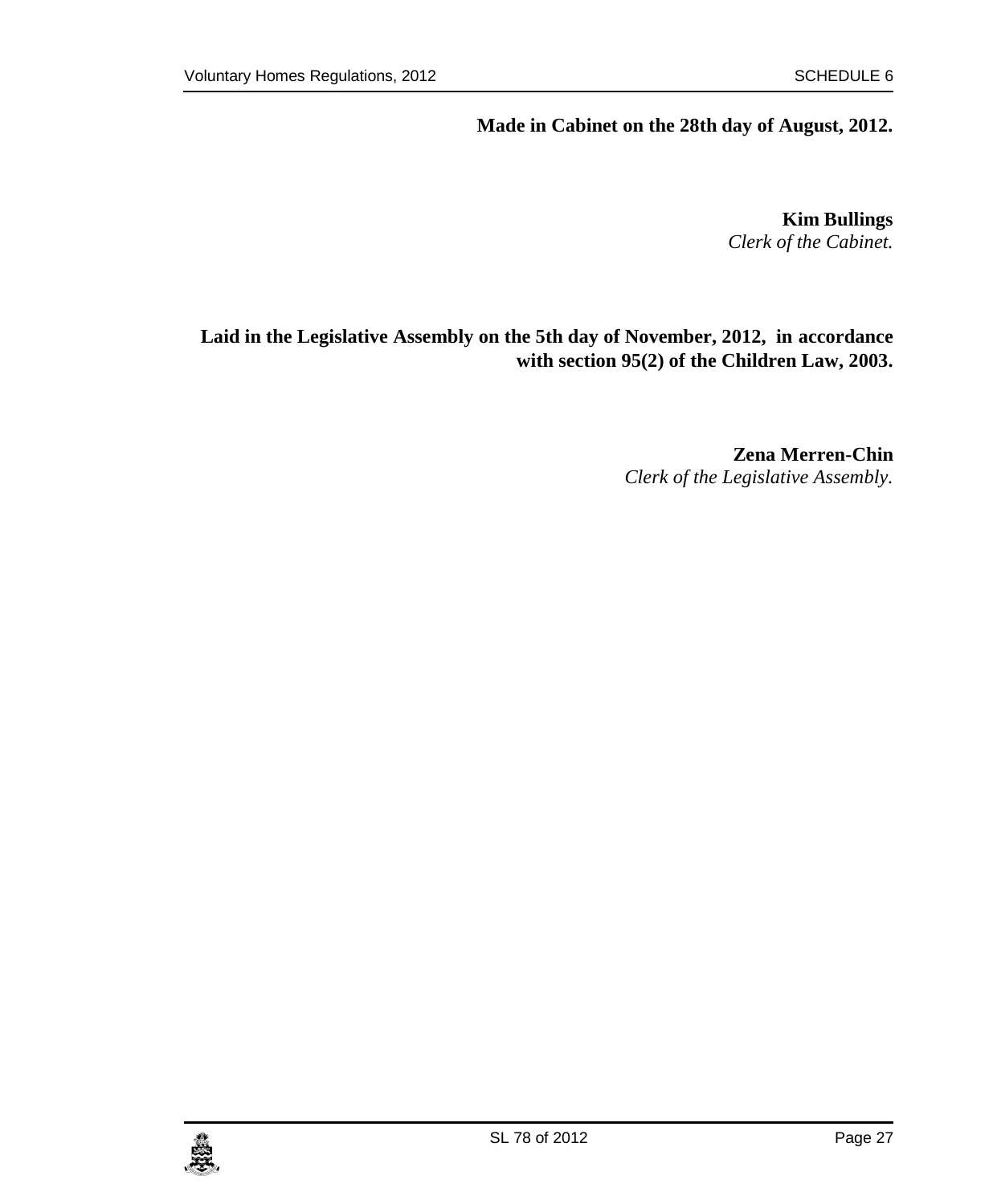**Made in Cabinet on the 28th day of August, 2012.**

**Kim Bullings**

*Clerk of the Cabinet.*

**Laid in the Legislative Assembly on the 5th day of November, 2012, in accordance with section 95(2) of the Children Law, 2003.**

**Zena Merren-Chin**

*Clerk of the Legislative Assembly.*